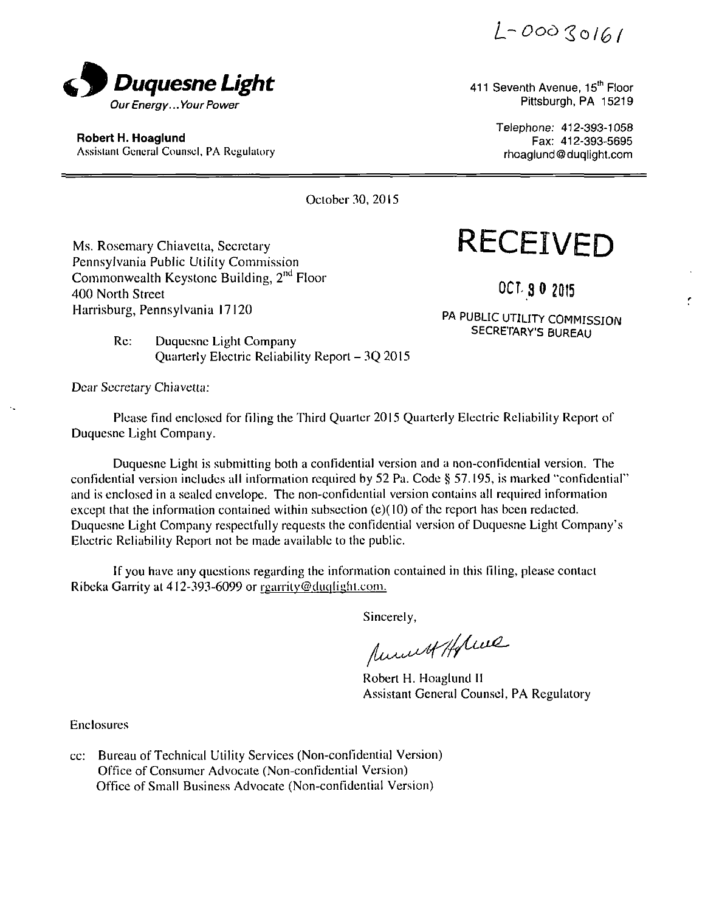L-00030161

**Duquesne Light**
*Our Energy... Your Power*

**Robert H. Hoaglund**
Assistant General Counsel, PA Regulatory

411 Seventh Avenue, 15th Floor
Pittsburgh, PA 15219

Telephone: 412-393-1058
Fax: 412-393-5695
rhoaglund@duqlight.com

October 30, 2015

Ms. Rosemary Chiavetta, Secretary
Pennsylvania Public Utility Commission
Commonwealth Keystone Building, 2nd Floor
400 North Street
Harrisburg, Pennsylvania 17120

**RECEIVED**

**OCT 30 2015**

PA PUBLIC UTILITY COMMISSION
SECRETARY'S BUREAU

Re: Duquesne Light Company
Quarterly Electric Reliability Report – 3Q 2015

Dear Secretary Chiavetta:

Please find enclosed for filing the Third Quarter 2015 Quarterly Electric Reliability Report of Duquesne Light Company.

Duquesne Light is submitting both a confidential version and a non-confidential version. The confidential version includes all information required by 52 Pa. Code § 57.195, is marked "confidential" and is enclosed in a sealed envelope. The non-confidential version contains all required information except that the information contained within subsection (e)(10) of the report has been redacted. Duquesne Light Company respectfully requests the confidential version of Duquesne Light Company's Electric Reliability Report not be made available to the public.

If you have any questions regarding the information contained in this filing, please contact Ribeka Garrity at 412-393-6099 or rgarrity@duqlight.com.

Sincerely,

Robert H. Hoaglund II
Assistant General Counsel, PA Regulatory

Enclosures

cc: Bureau of Technical Utility Services (Non-confidential Version)
Office of Consumer Advocate (Non-confidential Version)
Office of Small Business Advocate (Non-confidential Version)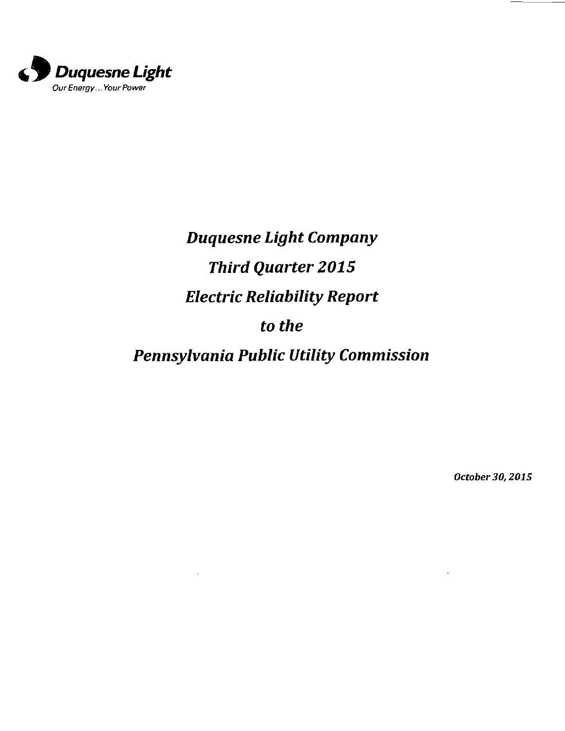**Duquesne Light**
*Our Energy... Your Power*

# *Duquesne Light Company*

# *Third Quarter 2015*

# *Electric Reliability Report*

# *to the*

# *Pennsylvania Public Utility Commission*

***October 30, 2015***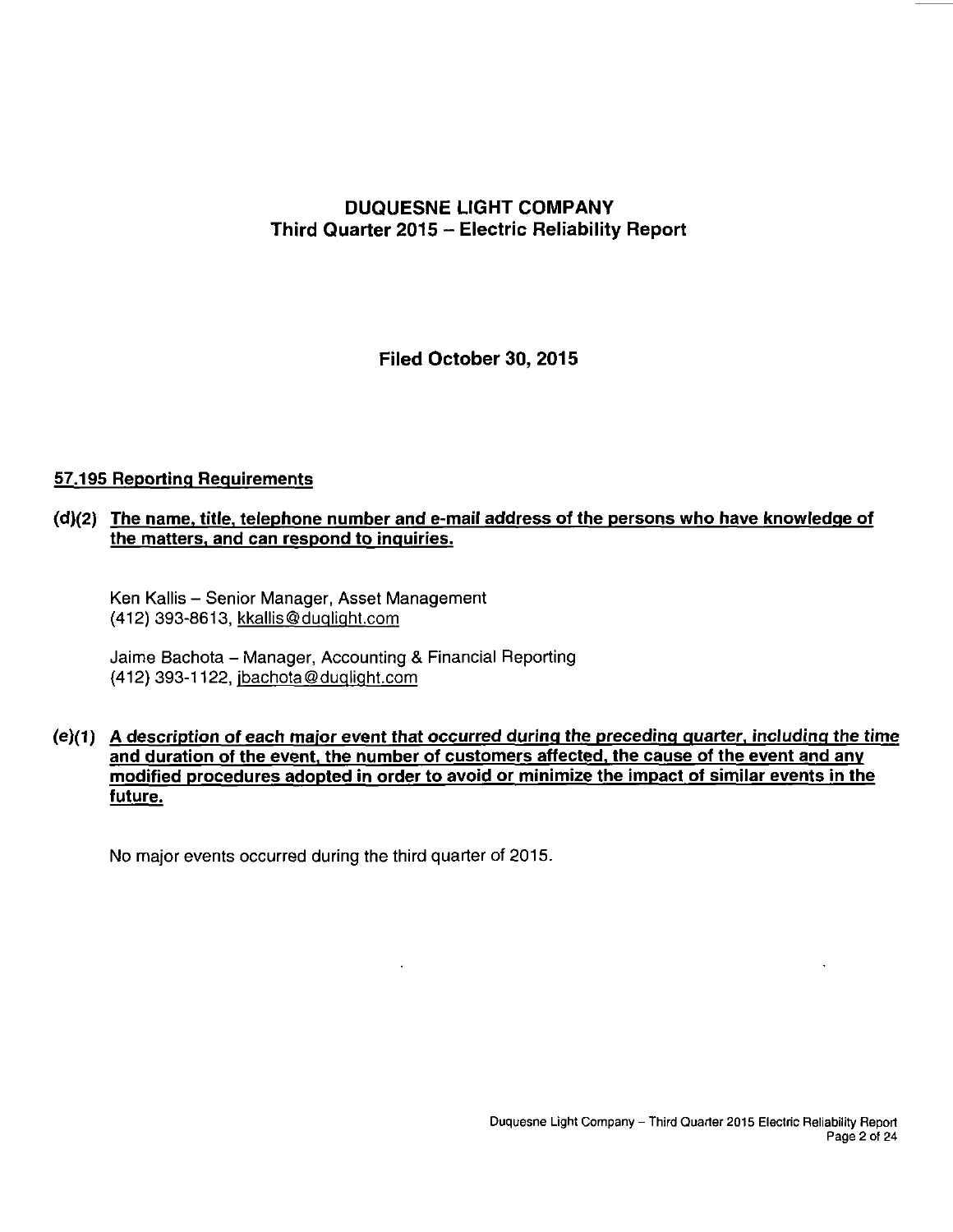# DUQUESNE LIGHT COMPANY
## Third Quarter 2015 – Electric Reliability Report

**Filed October 30, 2015**

### 57.195 Reporting Requirements

**(d)(2) The name, title, telephone number and e-mail address of the persons who have knowledge of the matters, and can respond to inquiries.**

Ken Kallis – Senior Manager, Asset Management
(412) 393-8613, kkallis@duqlight.com

Jaime Bachota – Manager, Accounting & Financial Reporting
(412) 393-1122, jbachota@duqlight.com

**(e)(1) A description of each major event that occurred during the preceding quarter, including the time and duration of the event, the number of customers affected, the cause of the event and any modified procedures adopted in order to avoid or minimize the impact of similar events in the future.**

No major events occurred during the third quarter of 2015.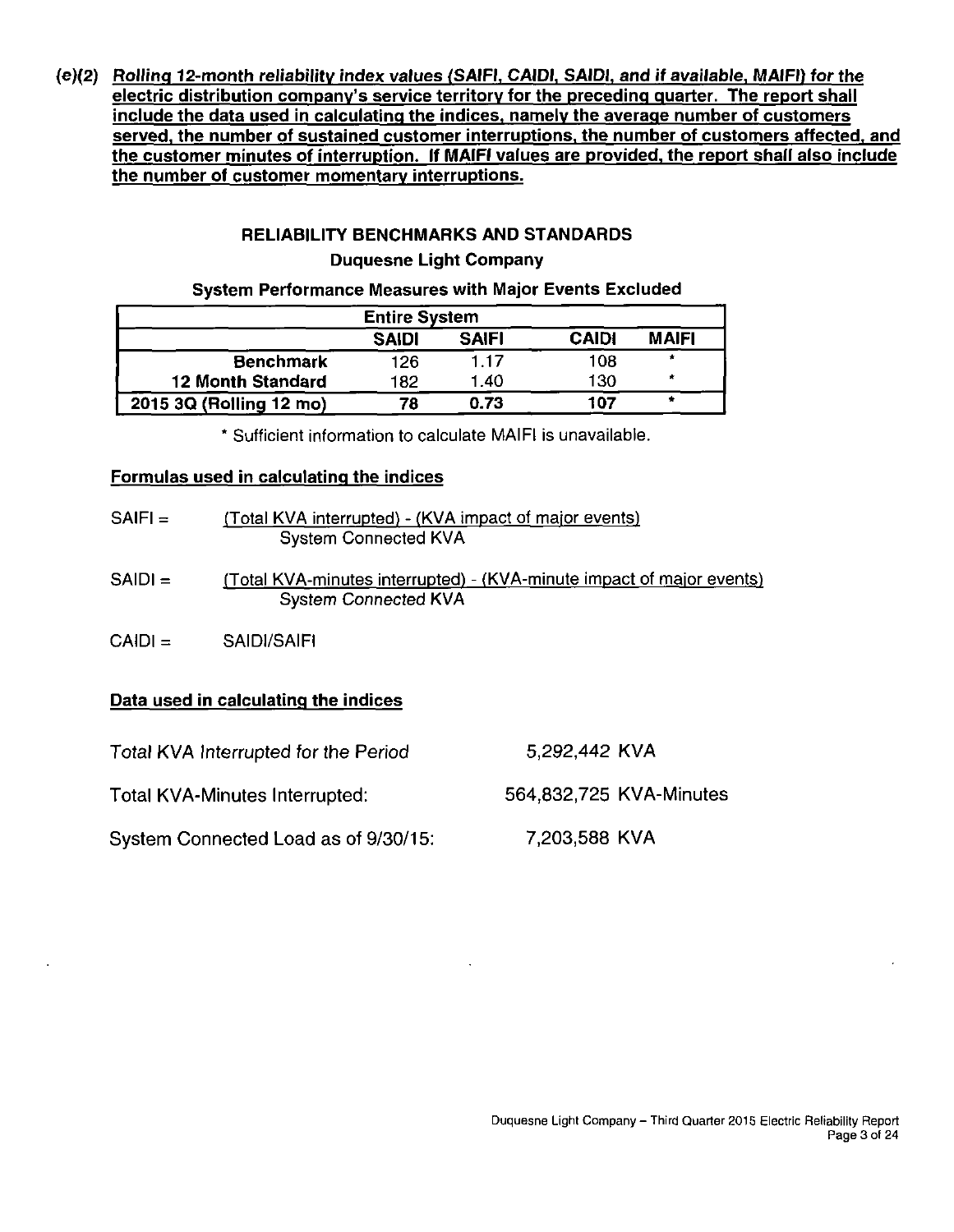**(e)(2) *Rolling 12-month reliability index values (SAIFI, CAIDI, SAIDI, and if available, MAIFI) for the electric distribution company's service territory for the preceding quarter. The report shall include the data used in calculating the indices, namely the average number of customers served, the number of sustained customer interruptions, the number of customers affected, and the customer minutes of interruption. If MAIFI values are provided, the report shall also include the number of customer momentary interruptions.***

## RELIABILITY BENCHMARKS AND STANDARDS

### Duquesne Light Company

### System Performance Measures with Major Events Excluded

| Entire System | | | | |
|---|---|---|---|---|
| | **SAIDI** | **SAIFI** | **CAIDI** | **MAIFI** |
| **Benchmark** | 126 | 1.17 | 108 | * |
| **12 Month Standard** | 182 | 1.40 | 130 | * |
| **2015 3Q (Rolling 12 mo)** | **78** | **0.73** | **107** | * |

\* Sufficient information to calculate MAIFI is unavailable.

**Formulas used in calculating the indices**

SAIFI = $\dfrac{\text{(Total KVA interrupted) - (KVA impact of major events)}}{\text{System Connected KVA}}$

SAIDI = $\dfrac{\text{(Total KVA-minutes interrupted) - (KVA-minute impact of major events)}}{\text{System Connected KVA}}$

CAIDI = SAIDI/SAIFI

**Data used in calculating the indices**

| | |
|---|---|
| Total KVA Interrupted for the Period | 5,292,442 KVA |
| Total KVA-Minutes Interrupted: | 564,832,725 KVA-Minutes |
| System Connected Load as of 9/30/15: | 7,203,588 KVA |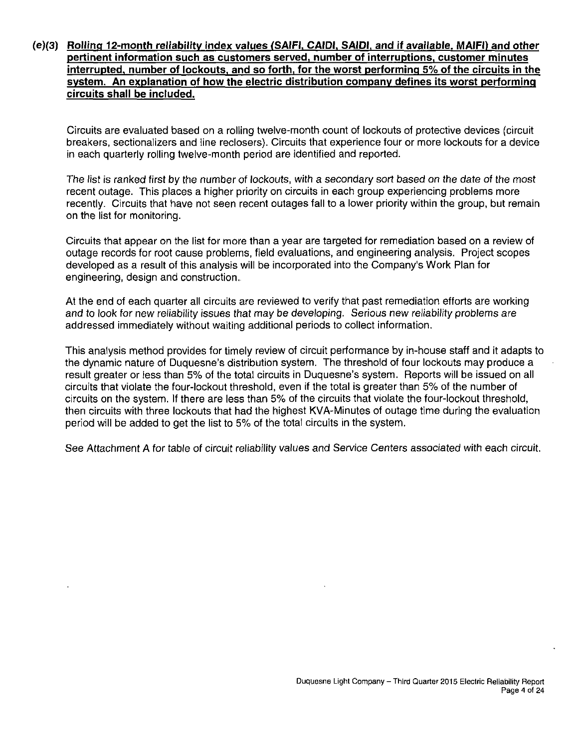**(e)(3) Rolling 12-month reliability index values (SAIFI, CAIDI, SAIDI, and if available, MAIFI) and other pertinent information such as customers served, number of interruptions, customer minutes interrupted, number of lockouts, and so forth, for the worst performing 5% of the circuits in the system. An explanation of how the electric distribution company defines its worst performing circuits shall be included.**

Circuits are evaluated based on a rolling twelve-month count of lockouts of protective devices (circuit breakers, sectionalizers and line reclosers). Circuits that experience four or more lockouts for a device in each quarterly rolling twelve-month period are identified and reported.

The list is ranked first by the number of lockouts, with a secondary sort based on the date of the most recent outage. This places a higher priority on circuits in each group experiencing problems more recently. Circuits that have not seen recent outages fall to a lower priority within the group, but remain on the list for monitoring.

Circuits that appear on the list for more than a year are targeted for remediation based on a review of outage records for root cause problems, field evaluations, and engineering analysis. Project scopes developed as a result of this analysis will be incorporated into the Company's Work Plan for engineering, design and construction.

At the end of each quarter all circuits are reviewed to verify that past remediation efforts are working and to look for new reliability issues that may be developing. Serious new reliability problems are addressed immediately without waiting additional periods to collect information.

This analysis method provides for timely review of circuit performance by in-house staff and it adapts to the dynamic nature of Duquesne's distribution system. The threshold of four lockouts may produce a result greater or less than 5% of the total circuits in Duquesne's system. Reports will be issued on all circuits that violate the four-lockout threshold, even if the total is greater than 5% of the number of circuits on the system. If there are less than 5% of the circuits that violate the four-lockout threshold, then circuits with three lockouts that had the highest KVA-Minutes of outage time during the evaluation period will be added to get the list to 5% of the total circuits in the system.

See Attachment A for table of circuit reliability values and Service Centers associated with each circuit.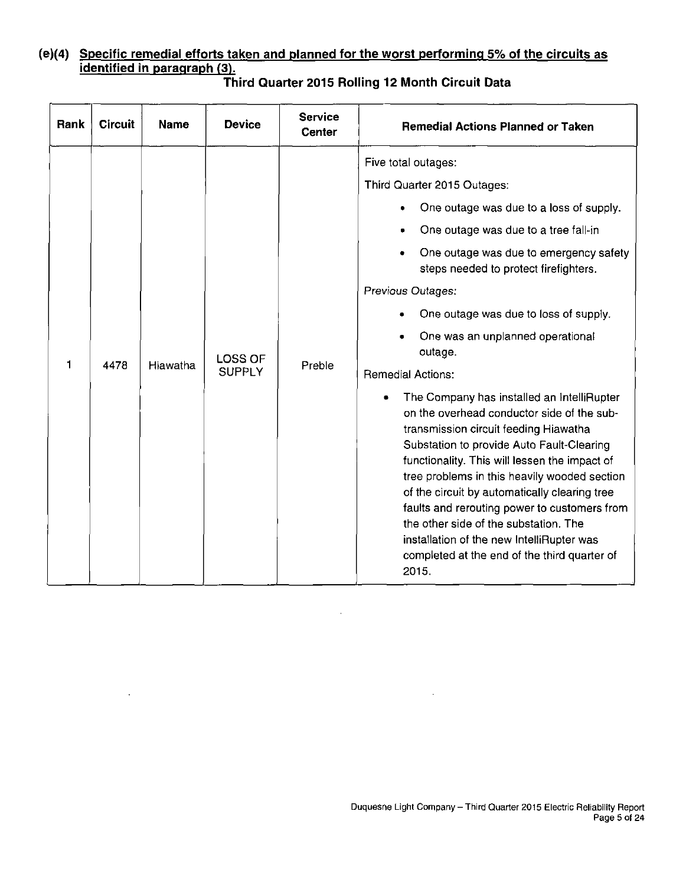**(e)(4) Specific remedial efforts taken and planned for the worst performing 5% of the circuits as identified in paragraph (3).**

**Third Quarter 2015 Rolling 12 Month Circuit Data**

| Rank | Circuit | Name | Device | Service Center | Remedial Actions Planned or Taken |
|---|---|---|---|---|---|
| 1 | 4478 | Hiawatha | LOSS OF SUPPLY | Preble | Five total outages:<br>Third Quarter 2015 Outages:<br>• One outage was due to a loss of supply.<br>• One outage was due to a tree fall-in<br>• One outage was due to emergency safety steps needed to protect firefighters.<br>*Previous Outages:*<br>• One outage was due to loss of supply.<br>• One was an unplanned operational outage.<br>Remedial Actions:<br>• The Company has installed an IntelliRupter on the overhead conductor side of the sub-transmission circuit feeding Hiawatha Substation to provide Auto Fault-Clearing functionality. This will lessen the impact of tree problems in this heavily wooded section of the circuit by automatically clearing tree faults and rerouting power to customers from the other side of the substation. The installation of the new IntelliRupter was completed at the end of the third quarter of 2015. |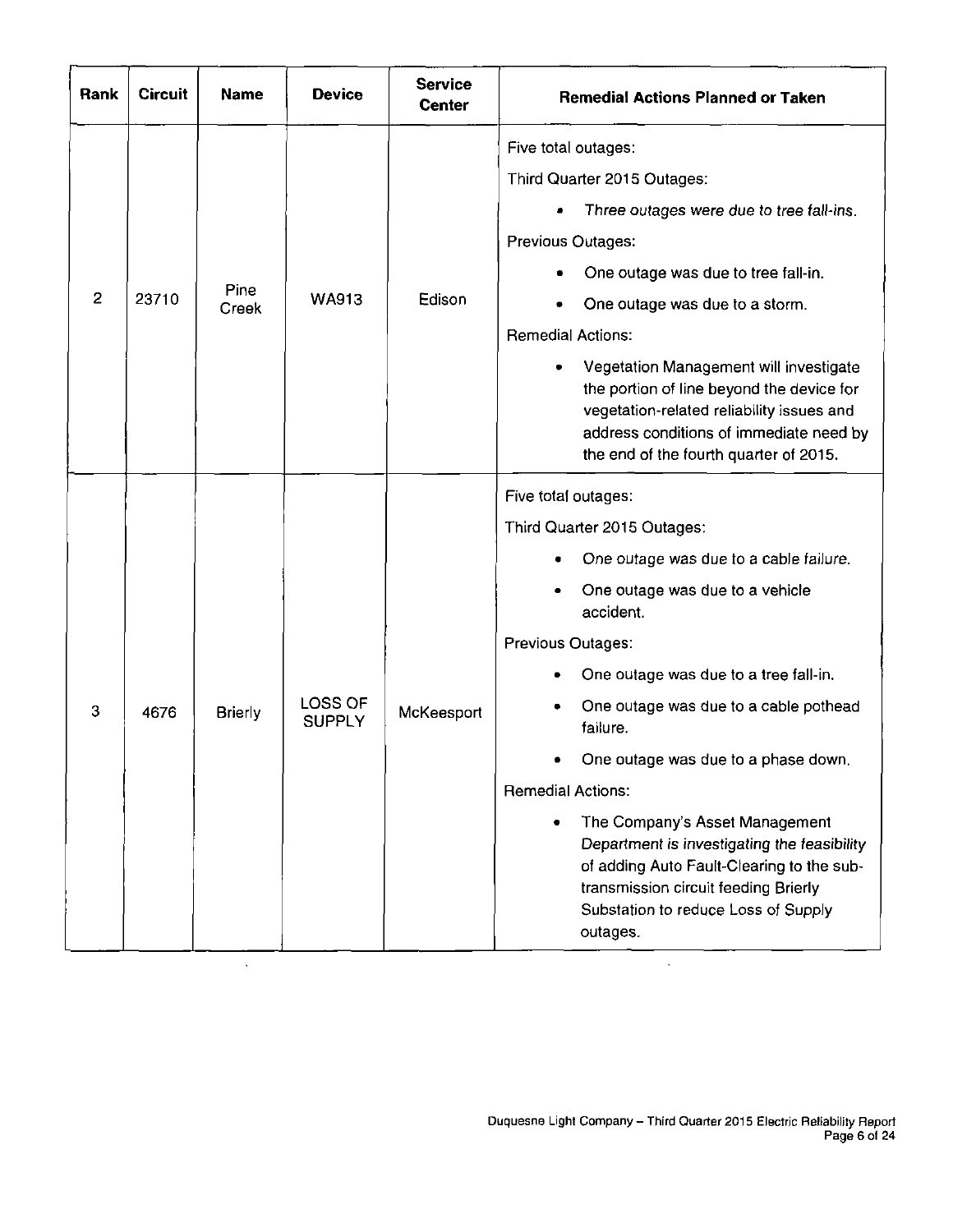| Rank | Circuit | Name | Device | Service Center | Remedial Actions Planned or Taken |
|---|---|---|---|---|---|
| 2 | 23710 | Pine Creek | WA913 | Edison | Five total outages:<br>Third Quarter 2015 Outages:<br>• *Three outages were due to tree fall-ins.*<br>Previous Outages:<br>• One outage was due to tree fall-in.<br>• One outage was due to a storm.<br>Remedial Actions:<br>• Vegetation Management will investigate the portion of line beyond the device for vegetation-related reliability issues and address conditions of immediate need by the end of the fourth quarter of 2015. |
| 3 | 4676 | Brierly | LOSS OF SUPPLY | McKeesport | Five total outages:<br>Third Quarter 2015 Outages:<br>• One outage was due to a cable failure.<br>• One outage was due to a vehicle accident.<br>Previous Outages:<br>• One outage was due to a tree fall-in.<br>• One outage was due to a cable pothead failure.<br>• One outage was due to a phase down.<br>Remedial Actions:<br>• The Company's Asset Management Department is investigating the feasibility of adding Auto Fault-Clearing to the sub-transmission circuit feeding Brierly Substation to reduce Loss of Supply outages. |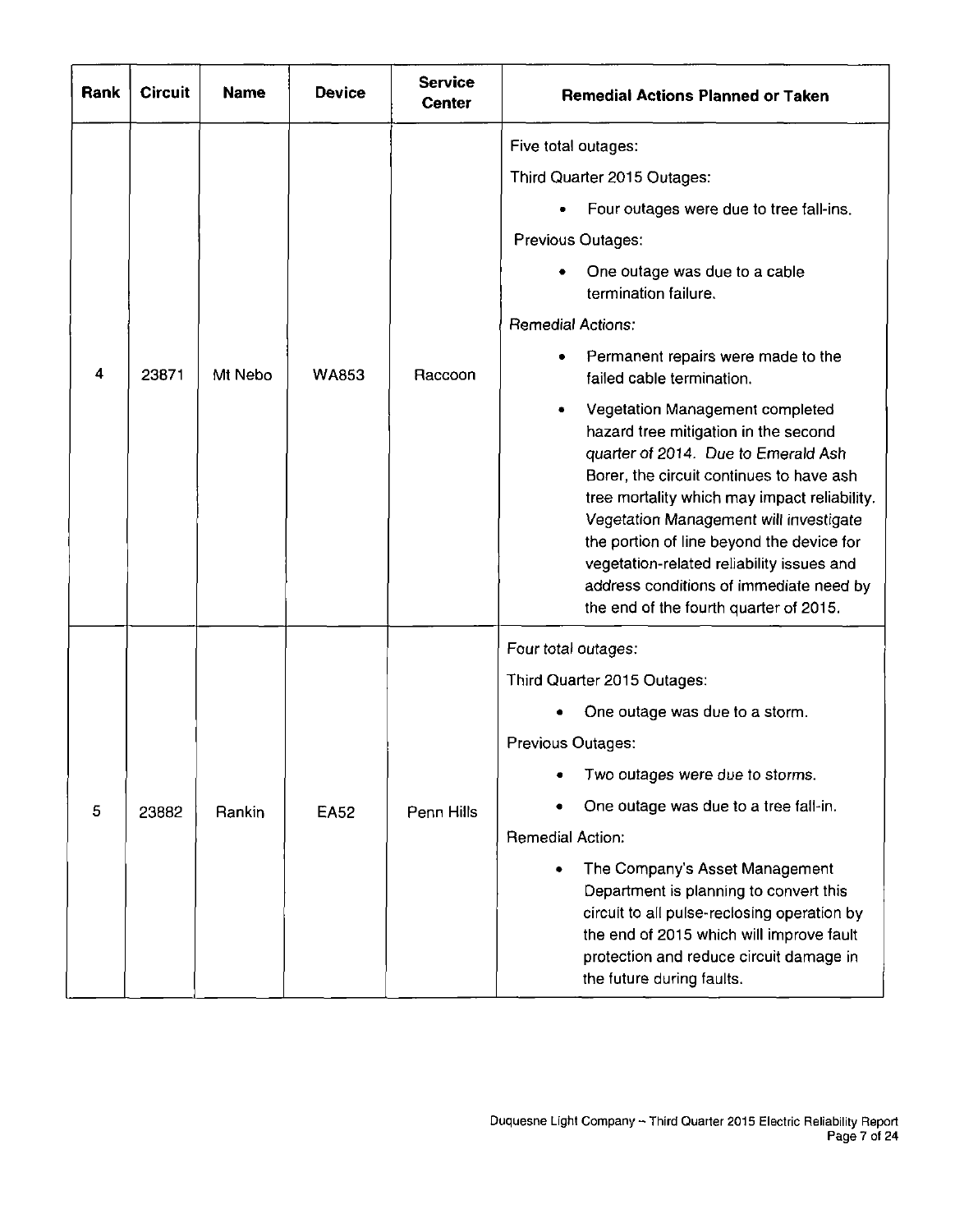| Rank | Circuit | Name | Device | Service Center | Remedial Actions Planned or Taken |
|---|---|---|---|---|---|
| 4 | 23871 | Mt Nebo | WA853 | Raccoon | Five total outages:<br>Third Quarter 2015 Outages:<br>• Four outages were due to tree fall-ins.<br>Previous Outages:<br>• One outage was due to a cable termination failure.<br>*Remedial Actions:*<br>• Permanent repairs were made to the failed cable termination.<br>• Vegetation Management completed hazard tree mitigation in the second quarter of 2014. Due to Emerald Ash Borer, the circuit continues to have ash tree mortality which may impact reliability. Vegetation Management will investigate the portion of line beyond the device for vegetation-related reliability issues and address conditions of immediate need by the end of the fourth quarter of 2015. |
| 5 | 23882 | Rankin | EA52 | Penn Hills | Four total outages:<br>Third Quarter 2015 Outages:<br>• One outage was due to a storm.<br>Previous Outages:<br>• Two outages were due to storms.<br>• One outage was due to a tree fall-in.<br>Remedial Action:<br>• The Company's Asset Management Department is planning to convert this circuit to all pulse-reclosing operation by the end of 2015 which will improve fault protection and reduce circuit damage in the future during faults. |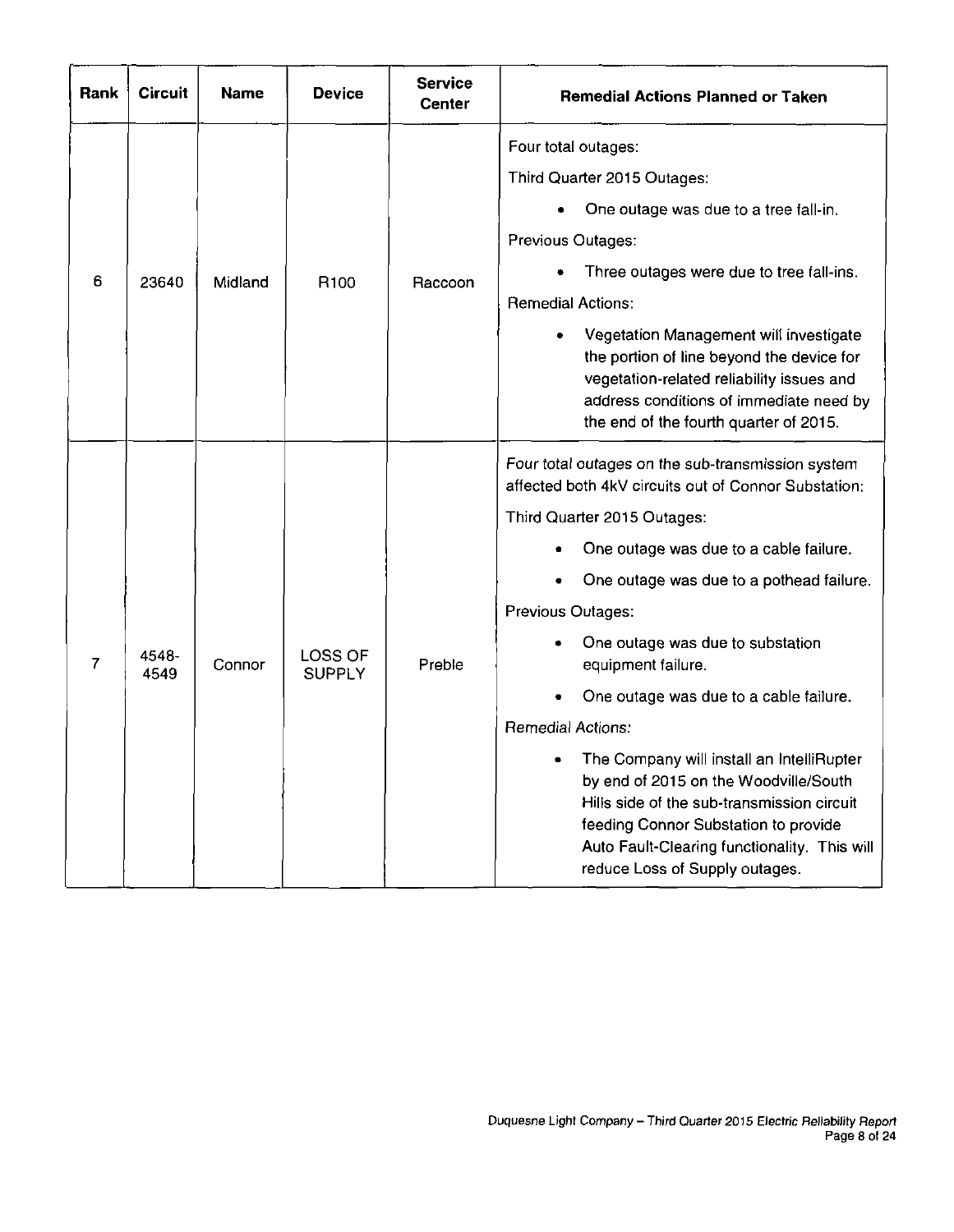| Rank | Circuit | Name | Device | Service Center | Remedial Actions Planned or Taken |
|---|---|---|---|---|---|
| 6 | 23640 | Midland | R100 | Raccoon | Four total outages:<br>Third Quarter 2015 Outages:<br>• One outage was due to a tree fall-in.<br>Previous Outages:<br>• Three outages were due to tree fall-ins.<br>Remedial Actions:<br>• Vegetation Management will investigate the portion of line beyond the device for vegetation-related reliability issues and address conditions of immediate need by the end of the fourth quarter of 2015. |
| 7 | 4548-4549 | Connor | LOSS OF SUPPLY | Preble | *Four total outages on the sub-transmission system affected both 4kV circuits out of Connor Substation:*<br>Third Quarter 2015 Outages:<br>• One outage was due to a cable failure.<br>• One outage was due to a pothead failure.<br>Previous Outages:<br>• One outage was due to substation equipment failure.<br>• One outage was due to a cable failure.<br>*Remedial Actions:*<br>• The Company will install an IntelliRupter by end of 2015 on the Woodville/South Hills side of the sub-transmission circuit feeding Connor Substation to provide Auto Fault-Clearing functionality. This will reduce Loss of Supply outages. |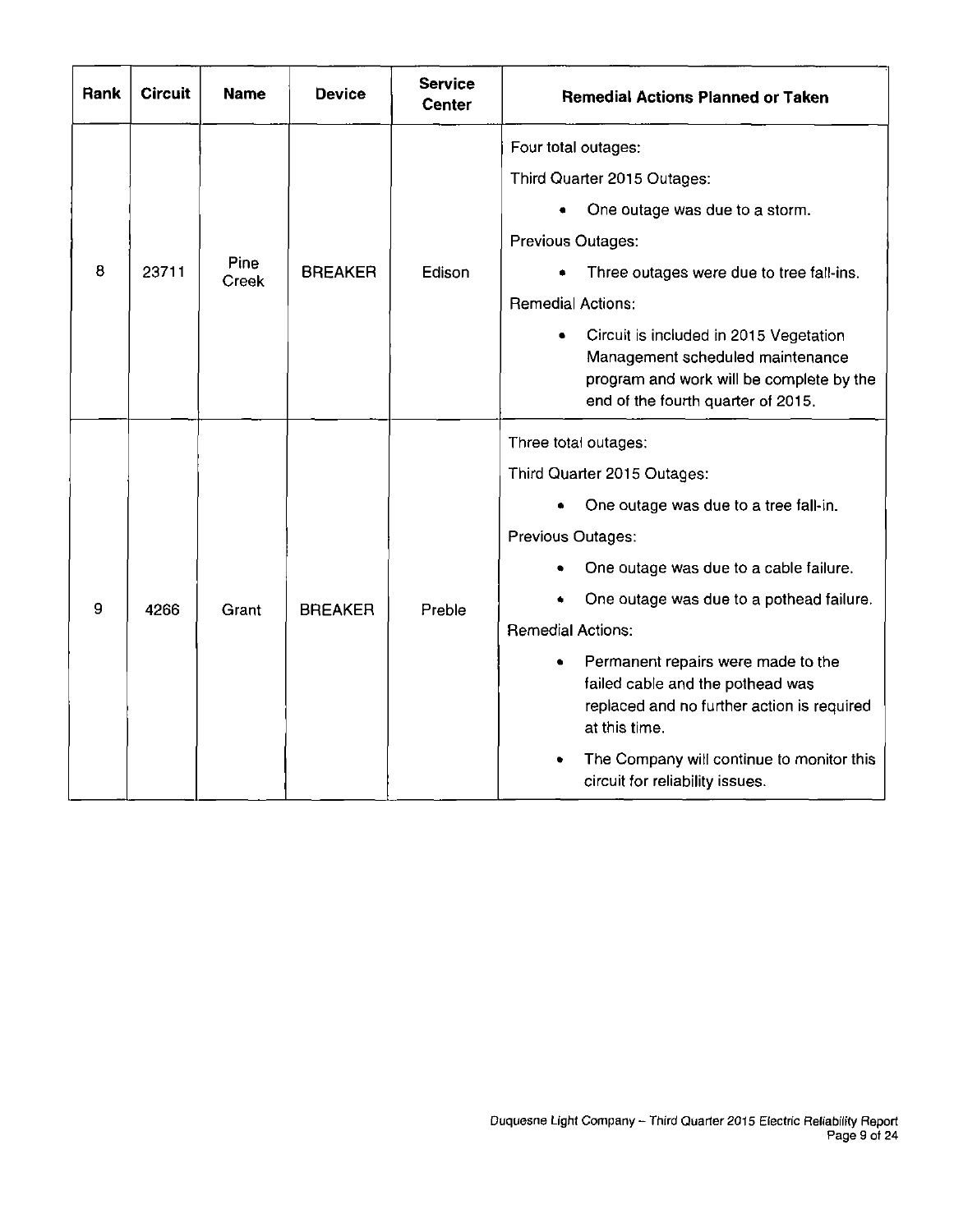| Rank | Circuit | Name | Device | Service Center | Remedial Actions Planned or Taken |
|---|---|---|---|---|---|
| 8 | 23711 | Pine Creek | BREAKER | Edison | Four total outages:<br>Third Quarter 2015 Outages:<br>• One outage was due to a storm.<br>Previous Outages:<br>• Three outages were due to tree fall-ins.<br>Remedial Actions:<br>• Circuit is included in 2015 Vegetation Management scheduled maintenance program and work will be complete by the end of the fourth quarter of 2015. |
| 9 | 4266 | Grant | BREAKER | Preble | Three total outages:<br>Third Quarter 2015 Outages:<br>• One outage was due to a tree fall-in.<br>Previous Outages:<br>• One outage was due to a cable failure.<br>• One outage was due to a pothead failure.<br>Remedial Actions:<br>• Permanent repairs were made to the failed cable and the pothead was replaced and no further action is required at this time.<br>• The Company will continue to monitor this circuit for reliability issues. |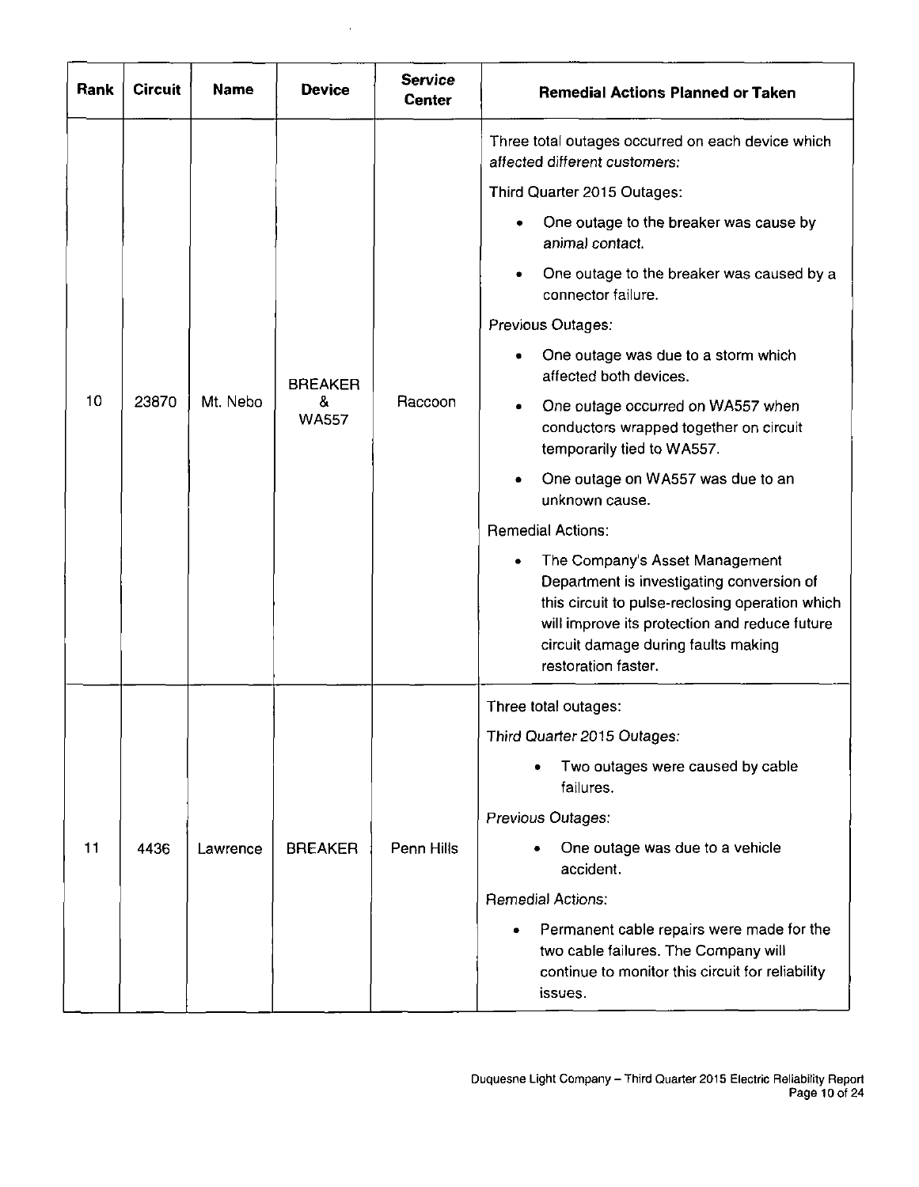| Rank | Circuit | Name | Device | Service Center | Remedial Actions Planned or Taken |
|---|---|---|---|---|---|
| 10 | 23870 | Mt. Nebo | BREAKER & WA557 | Raccoon | Three total outages occurred on each device which affected different customers:<br>Third Quarter 2015 Outages:<br>• One outage to the breaker was cause by animal contact.<br>• One outage to the breaker was caused by a connector failure.<br>Previous Outages:<br>• One outage was due to a storm which affected both devices.<br>• One outage occurred on WA557 when conductors wrapped together on circuit temporarily tied to WA557.<br>• One outage on WA557 was due to an unknown cause.<br>Remedial Actions:<br>• The Company's Asset Management Department is investigating conversion of this circuit to pulse-reclosing operation which will improve its protection and reduce future circuit damage during faults making restoration faster. |
| 11 | 4436 | Lawrence | BREAKER | Penn Hills | Three total outages:<br>*Third Quarter 2015 Outages:*<br>• Two outages were caused by cable failures.<br>*Previous Outages:*<br>• One outage was due to a vehicle accident.<br>Remedial Actions:<br>• Permanent cable repairs were made for the two cable failures. The Company will continue to monitor this circuit for reliability issues. |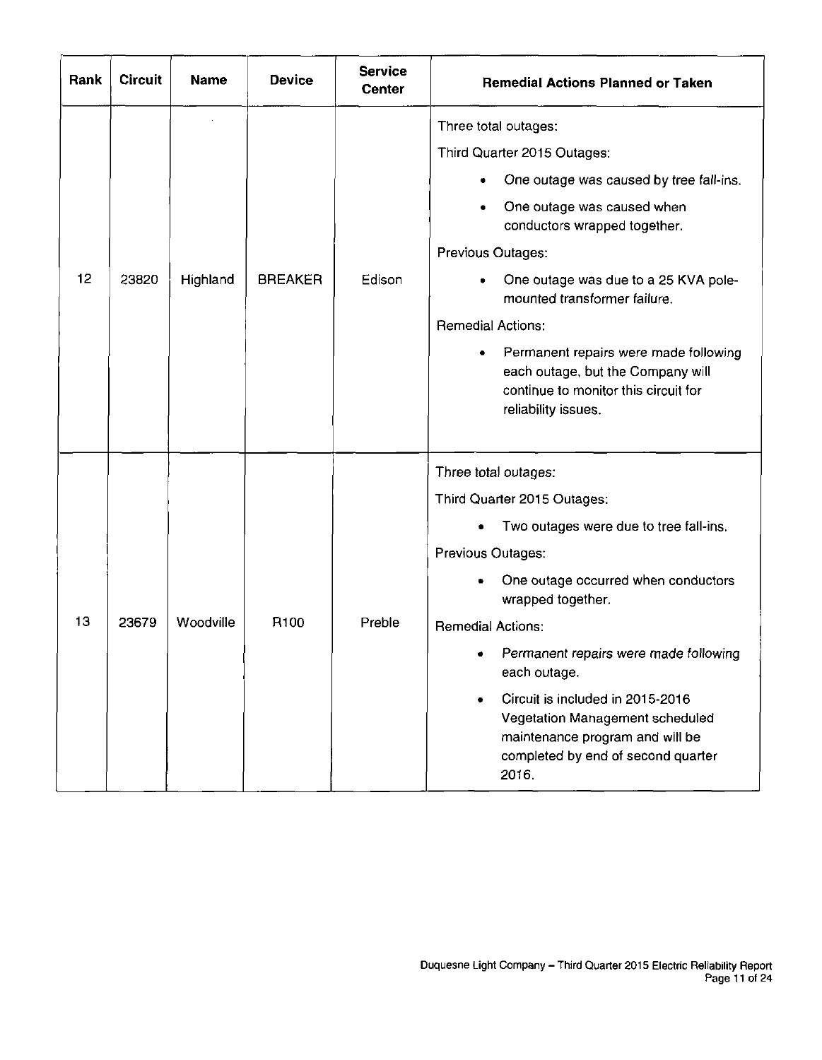| Rank | Circuit | Name | Device | Service Center | Remedial Actions Planned or Taken |
|---|---|---|---|---|---|
| 12 | 23820 | Highland | BREAKER | Edison | Three total outages:<br>Third Quarter 2015 Outages:<br>• One outage was caused by tree fall-ins.<br>• One outage was caused when conductors wrapped together.<br>Previous Outages:<br>• One outage was due to a 25 KVA pole-mounted transformer failure.<br>Remedial Actions:<br>• Permanent repairs were made following each outage, but the Company will continue to monitor this circuit for reliability issues. |
| 13 | 23679 | Woodville | R100 | Preble | Three total outages:<br>Third Quarter 2015 Outages:<br>• Two outages were due to tree fall-ins.<br>Previous Outages:<br>• One outage occurred when conductors wrapped together.<br>Remedial Actions:<br>• Permanent repairs were made following each outage.<br>• Circuit is included in 2015-2016 Vegetation Management scheduled maintenance program and will be completed by end of second quarter 2016. |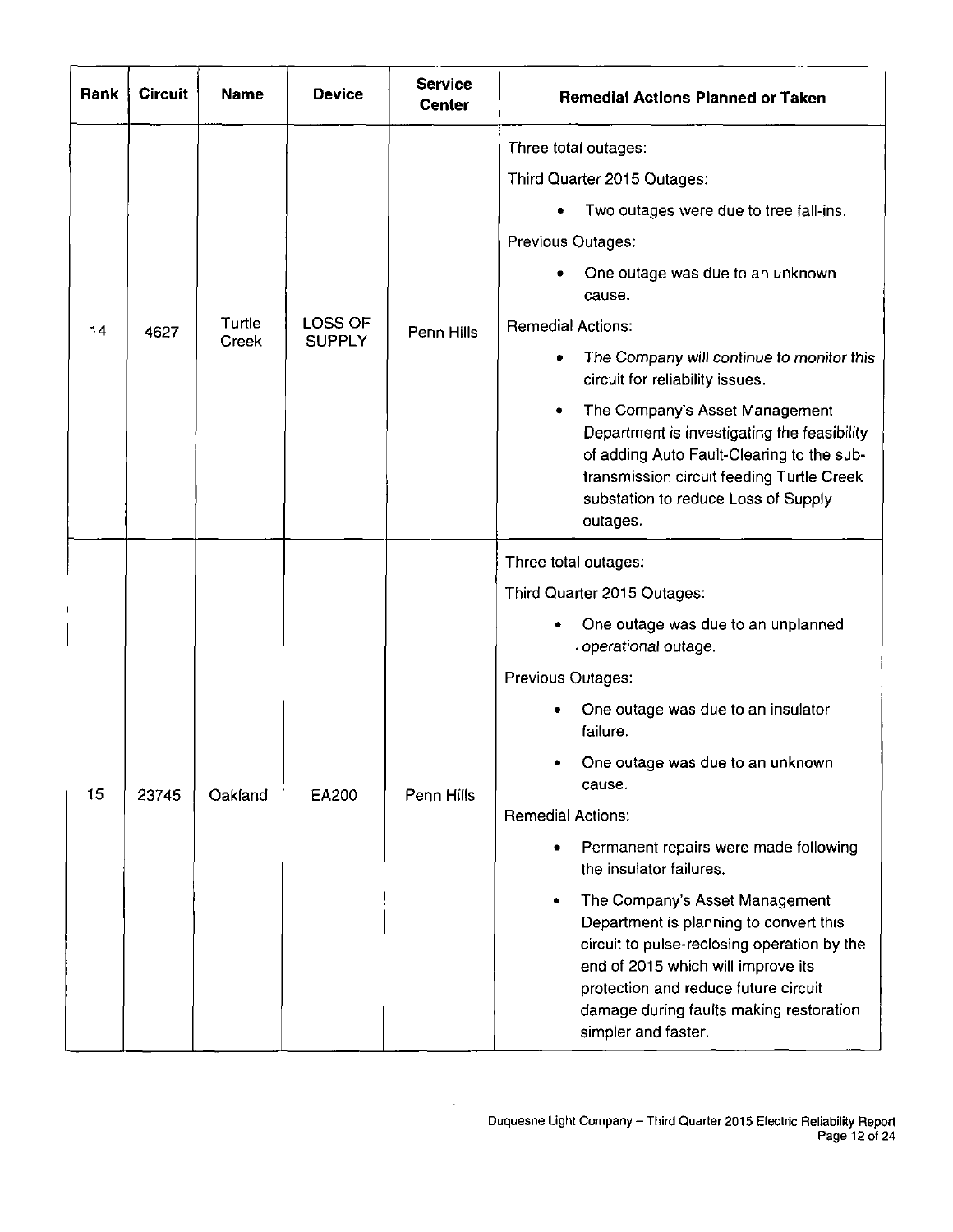| Rank | Circuit | Name | Device | Service Center | Remedial Actions Planned or Taken |
|---|---|---|---|---|---|
| 14 | 4627 | Turtle Creek | LOSS OF SUPPLY | Penn Hills | Three total outages:<br>Third Quarter 2015 Outages:<br>• Two outages were due to tree fall-ins.<br>Previous Outages:<br>• One outage was due to an unknown cause.<br>Remedial Actions:<br>• The Company will continue to monitor this circuit for reliability issues.<br>• The Company's Asset Management Department is investigating the feasibility of adding Auto Fault-Clearing to the sub-transmission circuit feeding Turtle Creek substation to reduce Loss of Supply outages. |
| 15 | 23745 | Oakland | EA200 | Penn Hills | Three total outages:<br>Third Quarter 2015 Outages:<br>• One outage was due to an unplanned operational outage.<br>Previous Outages:<br>• One outage was due to an insulator failure.<br>• One outage was due to an unknown cause.<br>Remedial Actions:<br>• Permanent repairs were made following the insulator failures.<br>• The Company's Asset Management Department is planning to convert this circuit to pulse-reclosing operation by the end of 2015 which will improve its protection and reduce future circuit damage during faults making restoration simpler and faster. |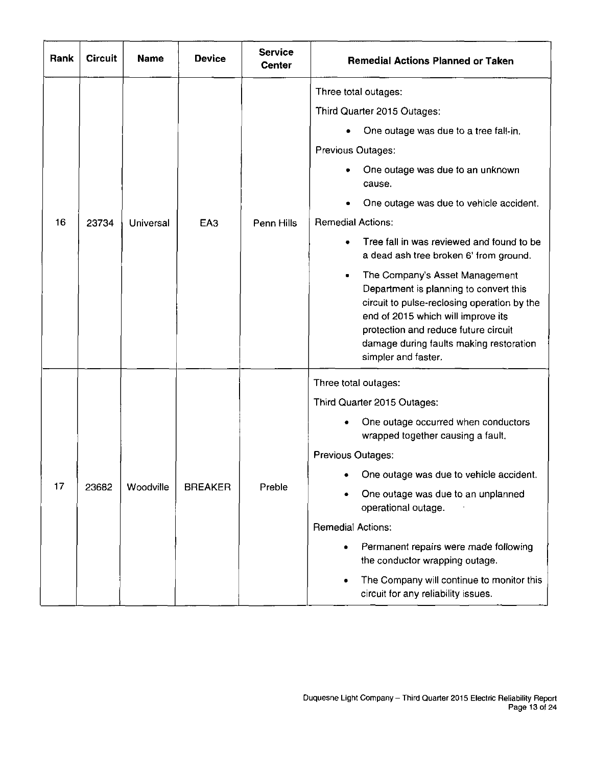| Rank | Circuit | Name | Device | Service Center | Remedial Actions Planned or Taken |
|---|---|---|---|---|---|
| 16 | 23734 | Universal | EA3 | Penn Hills | Three total outages:<br>Third Quarter 2015 Outages:<br>• One outage was due to a tree fall-in.<br>Previous Outages:<br>• One outage was due to an unknown cause.<br>• One outage was due to vehicle accident.<br>Remedial Actions:<br>• Tree fall in was reviewed and found to be a dead ash tree broken 6' from ground.<br>• The Company's Asset Management Department is planning to convert this circuit to pulse-reclosing operation by the end of 2015 which will improve its protection and reduce future circuit damage during faults making restoration simpler and faster. |
| 17 | 23682 | Woodville | BREAKER | Preble | Three total outages:<br>Third Quarter 2015 Outages:<br>• One outage occurred when conductors wrapped together causing a fault.<br>Previous Outages:<br>• One outage was due to vehicle accident.<br>• One outage was due to an unplanned operational outage.<br>Remedial Actions:<br>• Permanent repairs were made following the conductor wrapping outage.<br>• The Company will continue to monitor this circuit for any reliability issues. |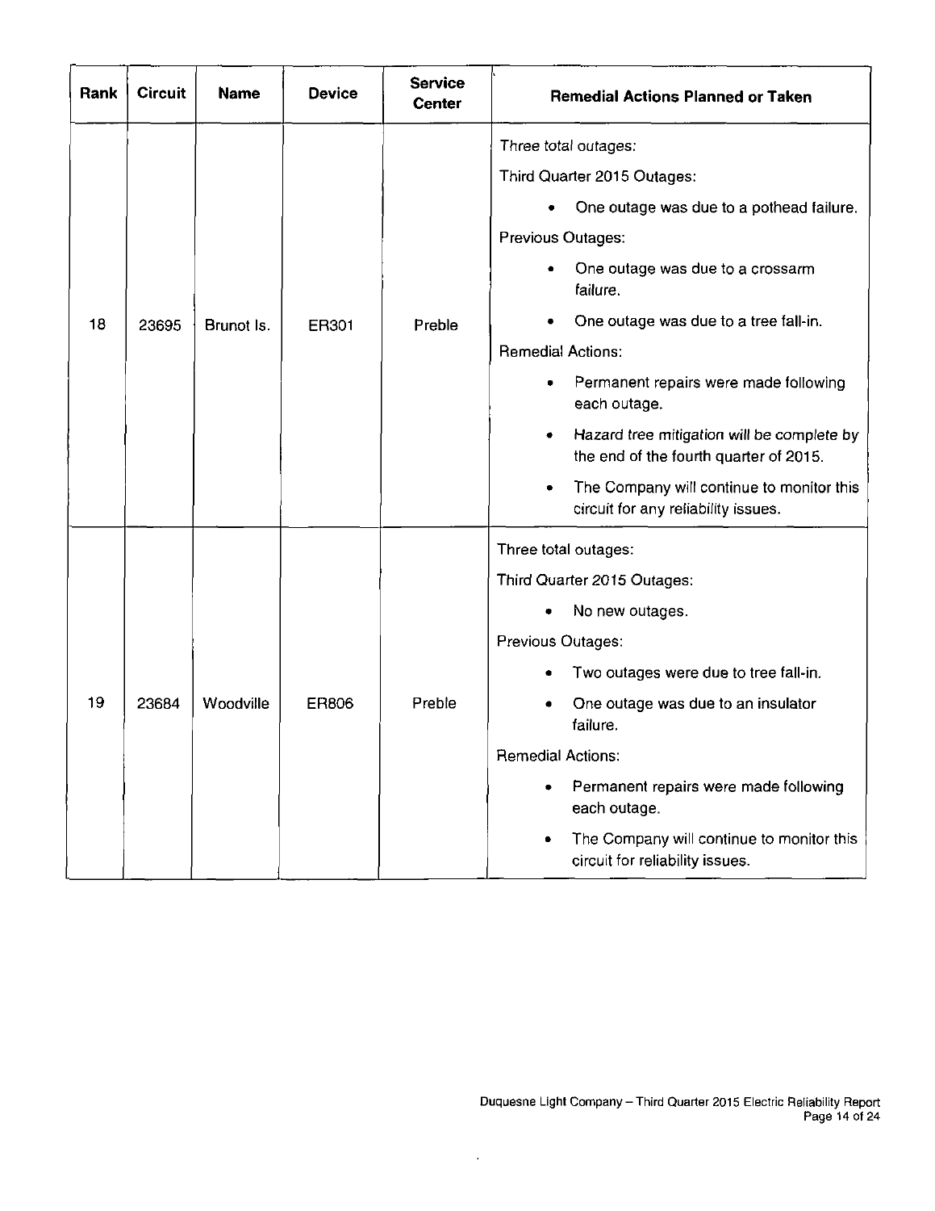| Rank | Circuit | Name | Device | Service Center | Remedial Actions Planned or Taken |
|---|---|---|---|---|---|
| 18 | 23695 | Brunot Is. | ER301 | Preble | Three total outages:<br>Third Quarter 2015 Outages:<br>• One outage was due to a pothead failure.<br>Previous Outages:<br>• One outage was due to a crossarm failure.<br>• One outage was due to a tree fall-in.<br>Remedial Actions:<br>• Permanent repairs were made following each outage.<br>• Hazard tree mitigation will be complete by the end of the fourth quarter of 2015.<br>• The Company will continue to monitor this circuit for any reliability issues. |
| 19 | 23684 | Woodville | ER806 | Preble | Three total outages:<br>Third Quarter 2015 Outages:<br>• No new outages.<br>Previous Outages:<br>• Two outages were due to tree fall-in.<br>• One outage was due to an insulator failure.<br>Remedial Actions:<br>• Permanent repairs were made following each outage.<br>• The Company will continue to monitor this circuit for reliability issues. |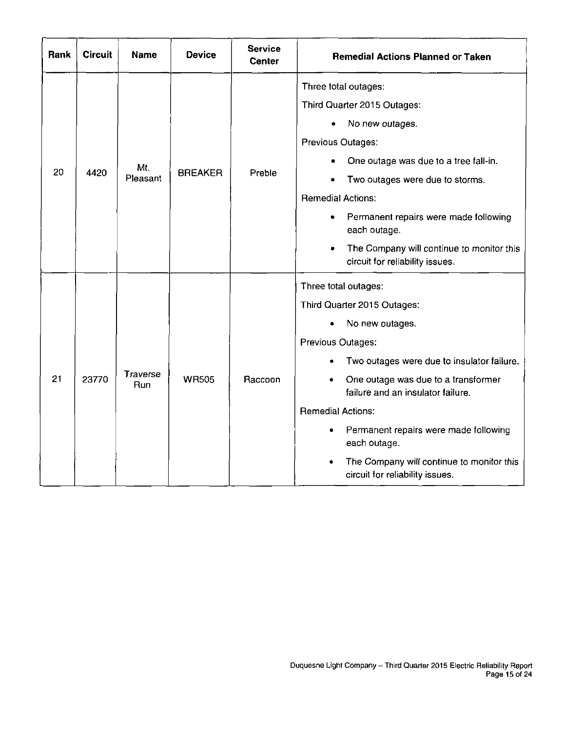| Rank | Circuit | Name | Device | Service Center | Remedial Actions Planned or Taken |
|---|---|---|---|---|---|
| 20 | 4420 | Mt. Pleasant | BREAKER | Preble | Three total outages:<br>Third Quarter 2015 Outages:<br>• No new outages.<br>Previous Outages:<br>• One outage was due to a tree fall-in.<br>• Two outages were due to storms.<br>Remedial Actions:<br>• Permanent repairs were made following each outage.<br>• The Company will continue to monitor this circuit for reliability issues. |
| 21 | 23770 | Traverse Run | WR505 | Raccoon | Three total outages:<br>Third Quarter 2015 Outages:<br>• No new outages.<br>Previous Outages:<br>• Two outages were due to insulator failure.<br>• One outage was due to a transformer failure and an insulator failure.<br>Remedial Actions:<br>• Permanent repairs were made following each outage.<br>• The Company will continue to monitor this circuit for reliability issues. |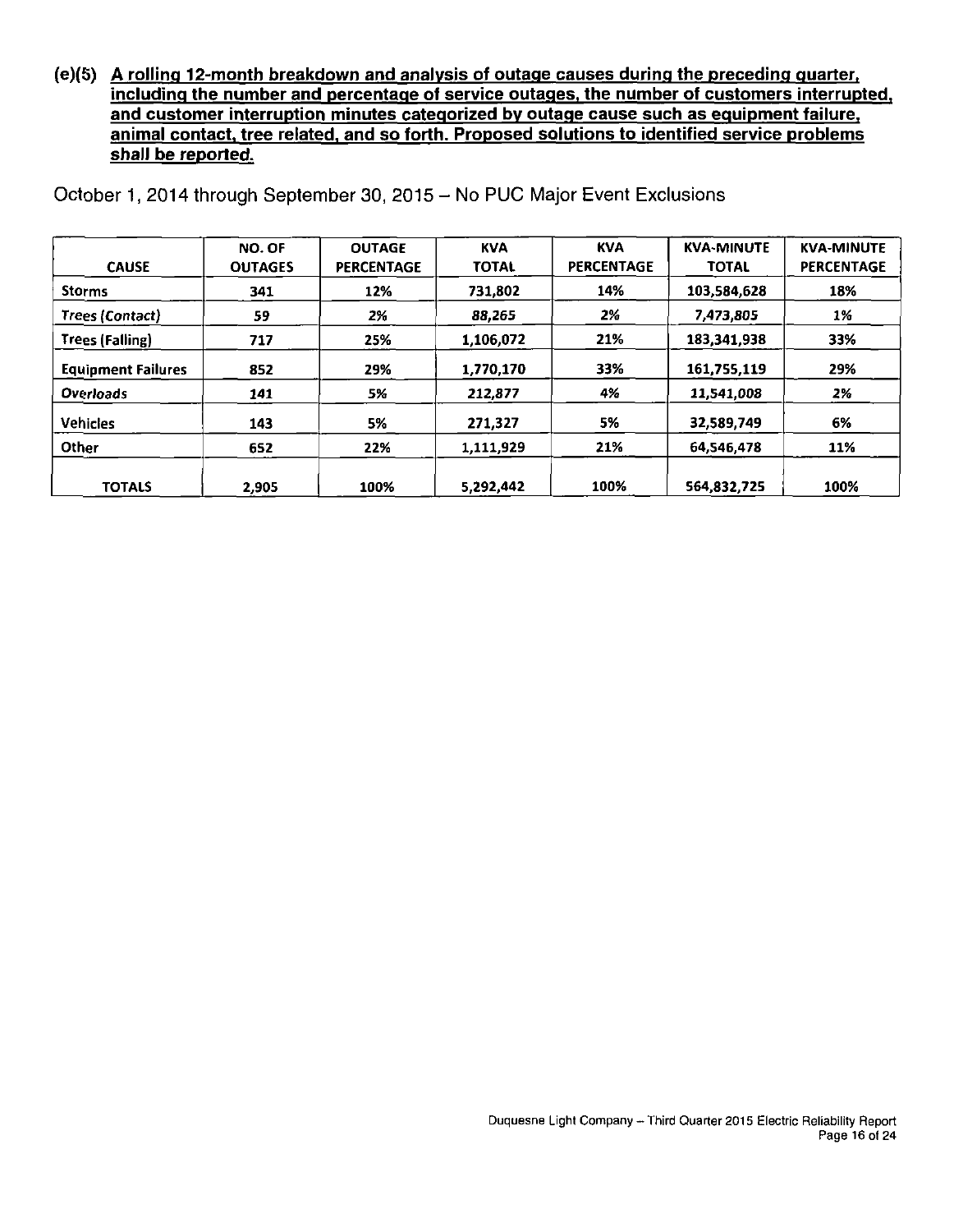**(e)(5) A rolling 12-month breakdown and analysis of outage causes during the preceding quarter, including the number and percentage of service outages, the number of customers interrupted, and customer interruption minutes categorized by outage cause such as equipment failure, animal contact, tree related, and so forth. Proposed solutions to identified service problems shall be reported.**

October 1, 2014 through September 30, 2015 – No PUC Major Event Exclusions

| CAUSE | NO. OF OUTAGES | OUTAGE PERCENTAGE | KVA TOTAL | KVA PERCENTAGE | KVA-MINUTE TOTAL | KVA-MINUTE PERCENTAGE |
|---|---|---|---|---|---|---|
| Storms | 341 | 12% | 731,802 | 14% | 103,584,628 | 18% |
| *Trees (Contact)* | *59* | *2%* | *88,265* | *2%* | *7,473,805* | *1%* |
| Trees (Falling) | 717 | 25% | 1,106,072 | 21% | 183,341,938 | 33% |
| Equipment Failures | 852 | 29% | 1,770,170 | 33% | 161,755,119 | 29% |
| *Overloads* | *141* | *5%* | *212,877* | *4%* | *11,541,008* | *2%* |
| Vehicles | 143 | 5% | 271,327 | 5% | 32,589,749 | 6% |
| Other | 652 | 22% | 1,111,929 | 21% | 64,546,478 | 11% |
| TOTALS | 2,905 | 100% | 5,292,442 | 100% | 564,832,725 | 100% |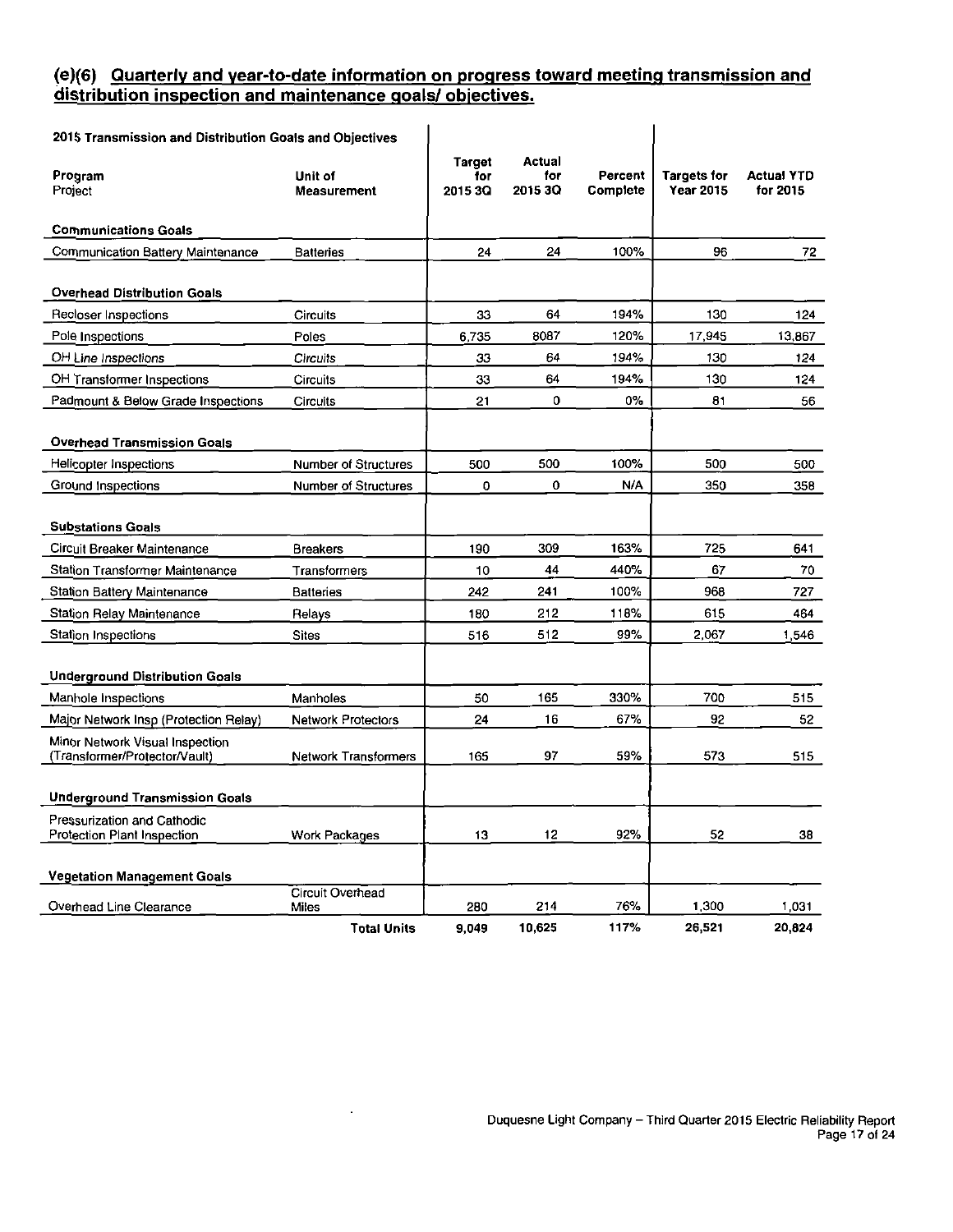## (e)(6) Quarterly and year-to-date information on progress toward meeting transmission and distribution inspection and maintenance goals/ objectives.

| 2015 Transmission and Distribution Goals and Objectives | | | | | | |
|---|---|---|---|---|---|---|
| Program<br>Project | Unit of Measurement | Target for 2015 3Q | Actual for 2015 3Q | Percent Complete | Targets for Year 2015 | Actual YTD for 2015 |
| **Communications Goals** | | | | | | |
| Communication Battery Maintenance | Batteries | 24 | 24 | 100% | 96 | 72 |
| **Overhead Distribution Goals** | | | | | | |
| Recloser Inspections | Circuits | 33 | 64 | 194% | 130 | 124 |
| Pole Inspections | Poles | 6,735 | 8087 | 120% | 17,945 | 13,867 |
| OH Line Inspections | Circuits | 33 | 64 | 194% | 130 | 124 |
| OH Transformer Inspections | Circuits | 33 | 64 | 194% | 130 | 124 |
| Padmount & Below Grade Inspections | Circuits | 21 | 0 | 0% | 81 | 56 |
| **Overhead Transmission Goals** | | | | | | |
| Helicopter Inspections | Number of Structures | 500 | 500 | 100% | 500 | 500 |
| Ground Inspections | Number of Structures | 0 | 0 | N/A | 350 | 358 |
| **Substations Goals** | | | | | | |
| Circuit Breaker Maintenance | Breakers | 190 | 309 | 163% | 725 | 641 |
| Station Transformer Maintenance | Transformers | 10 | 44 | 440% | 67 | 70 |
| Station Battery Maintenance | Batteries | 242 | 241 | 100% | 968 | 727 |
| Station Relay Maintenance | Relays | 180 | 212 | 118% | 615 | 464 |
| Station Inspections | Sites | 516 | 512 | 99% | 2,067 | 1,546 |
| **Underground Distribution Goals** | | | | | | |
| Manhole Inspections | Manholes | 50 | 165 | 330% | 700 | 515 |
| Major Network Insp (Protection Relay) | Network Protectors | 24 | 16 | 67% | 92 | 52 |
| Minor Network Visual Inspection (Transformer/Protector/Vault) | Network Transformers | 165 | 97 | 59% | 573 | 515 |
| **Underground Transmission Goals** | | | | | | |
| Pressurization and Cathodic Protection Plant Inspection | Work Packages | 13 | 12 | 92% | 52 | 38 |
| **Vegetation Management Goals** | | | | | | |
| Overhead Line Clearance | Circuit Overhead Miles | 280 | 214 | 76% | 1,300 | 1,031 |
| | **Total Units** | **9,049** | **10,625** | **117%** | **26,521** | **20,824** |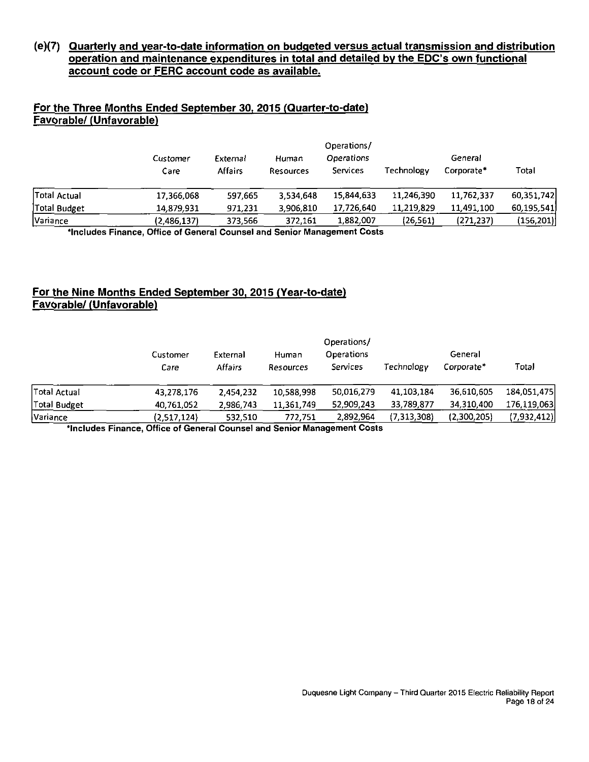**(e)(7) Quarterly and year-to-date information on budgeted versus actual transmission and distribution operation and maintenance expenditures in total and detailed by the EDC's own functional account code or FERC account code as available.**

**For the Three Months Ended September 30, 2015 (Quarter-to-date)**
**Favorable/ (Unfavorable)**

| | Customer Care | External Affairs | Human Resources | Operations/ Operations Services | Technology | General Corporate* | Total |
|---|---|---|---|---|---|---|---|
| Total Actual | 17,366,068 | 597,665 | 3,534,648 | 15,844,633 | 11,246,390 | 11,762,337 | 60,351,742 |
| Total Budget | 14,879,931 | 971,231 | 3,906,810 | 17,726,640 | 11,219,829 | 11,491,100 | 60,195,541 |
| Variance | (2,486,137) | 373,566 | 372,161 | 1,882,007 | (26,561) | (271,237) | (156,201) |

*Includes Finance, Office of General Counsel and Senior Management Costs

**For the Nine Months Ended September 30, 2015 (Year-to-date)**
**Favorable/ (Unfavorable)**

| | Customer Care | External Affairs | Human Resources | Operations/ Operations Services | Technology | General Corporate* | Total |
|---|---|---|---|---|---|---|---|
| Total Actual | 43,278,176 | 2,454,232 | 10,588,998 | 50,016,279 | 41,103,184 | 36,610,605 | 184,051,475 |
| Total Budget | 40,761,052 | 2,986,743 | 11,361,749 | 52,909,243 | 33,789,877 | 34,310,400 | 176,119,063 |
| Variance | (2,517,124) | 532,510 | 772,751 | 2,892,964 | (7,313,308) | (2,300,205) | (7,932,412) |

*Includes Finance, Office of General Counsel and Senior Management Costs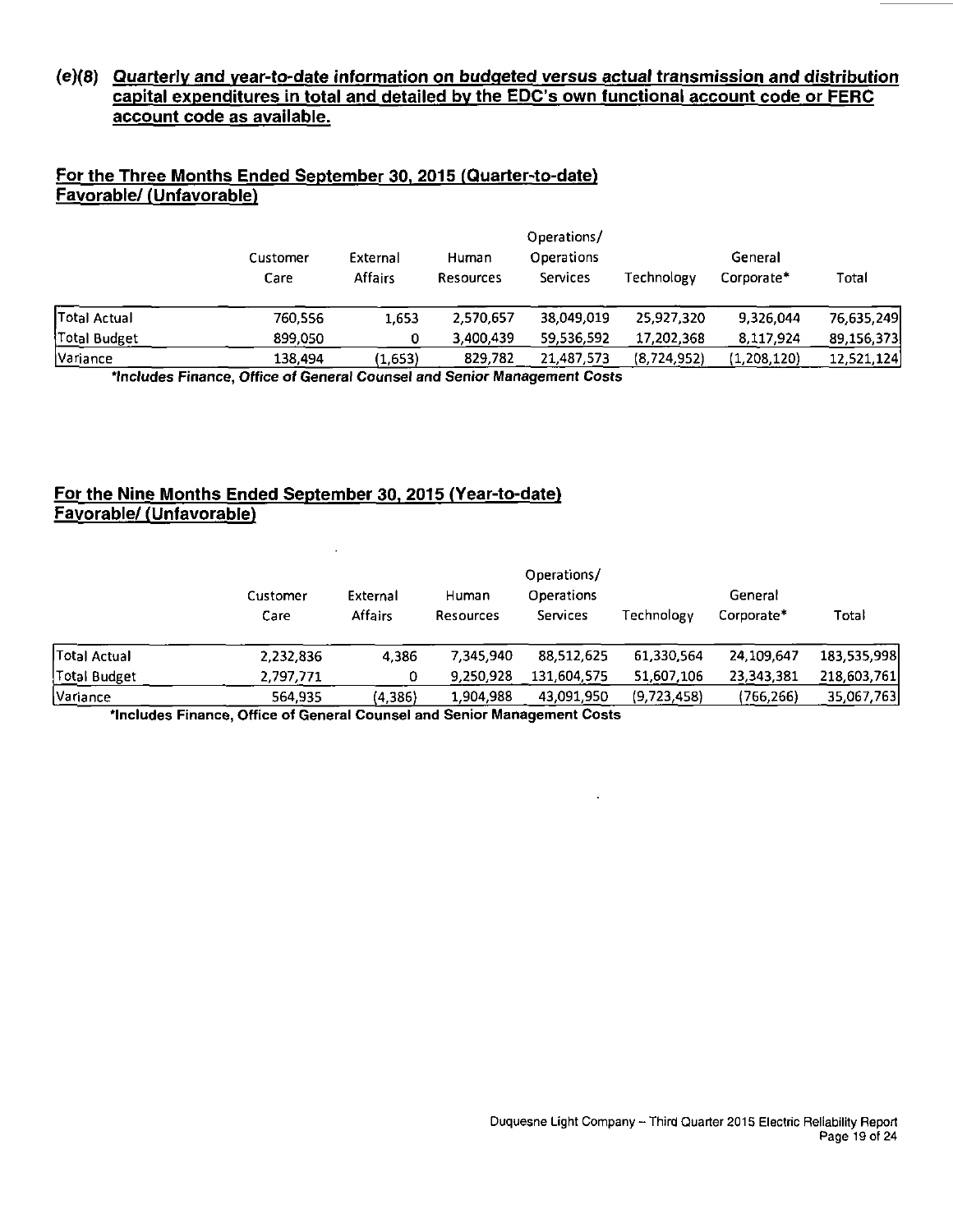## (e)(8) Quarterly and year-to-date information on budgeted versus actual transmission and distribution capital expenditures in total and detailed by the EDC's own functional account code or FERC account code as available.

### For the Three Months Ended September 30, 2015 (Quarter-to-date) Favorable/ (Unfavorable)

| | Customer Care | External Affairs | Human Resources | Operations/ Operations Services | Technology | General Corporate* | Total |
|---|---|---|---|---|---|---|---|
| Total Actual | 760,556 | 1,653 | 2,570,657 | 38,049,019 | 25,927,320 | 9,326,044 | 76,635,249 |
| Total Budget | 899,050 | 0 | 3,400,439 | 59,536,592 | 17,202,368 | 8,117,924 | 89,156,373 |
| Variance | 138,494 | (1,653) | 829,782 | 21,487,573 | (8,724,952) | (1,208,120) | 12,521,124 |

**\*Includes Finance, Office of General Counsel and Senior Management Costs**

### For the Nine Months Ended September 30, 2015 (Year-to-date) Favorable/ (Unfavorable)

| | Customer Care | External Affairs | Human Resources | Operations/ Operations Services | Technology | General Corporate* | Total |
|---|---|---|---|---|---|---|---|
| Total Actual | 2,232,836 | 4,386 | 7,345,940 | 88,512,625 | 61,330,564 | 24,109,647 | 183,535,998 |
| Total Budget | 2,797,771 | 0 | 9,250,928 | 131,604,575 | 51,607,106 | 23,343,381 | 218,603,761 |
| Variance | 564,935 | (4,386) | 1,904,988 | 43,091,950 | (9,723,458) | (766,266) | 35,067,763 |

**\*Includes Finance, Office of General Counsel and Senior Management Costs**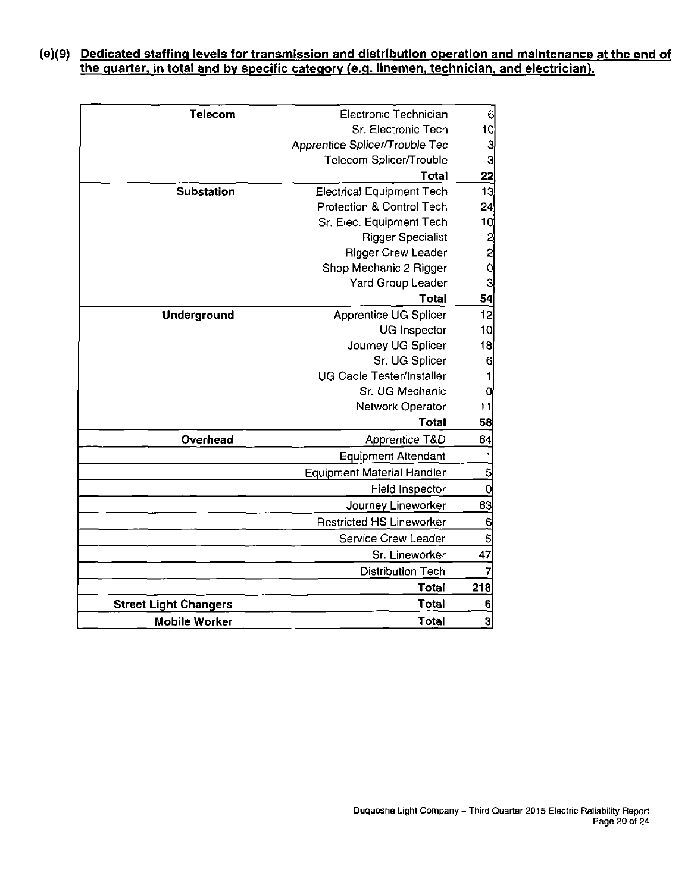**(e)(9) Dedicated staffing levels for transmission and distribution operation and maintenance at the end of the quarter, in total and by specific category (e.g. linemen, technician, and electrician).**

| Category | Position | Count |
|---|---|---|
| **Telecom** | Electronic Technician | 6 |
| | Sr. Electronic Tech | 10 |
| | Apprentice Splicer/Trouble Tec | 3 |
| | Telecom Splicer/Trouble | 3 |
| | **Total** | **22** |
| **Substation** | Electrical Equipment Tech | 13 |
| | Protection & Control Tech | 24 |
| | Sr. Elec. Equipment Tech | 10 |
| | Rigger Specialist | 2 |
| | Rigger Crew Leader | 2 |
| | Shop Mechanic 2 Rigger | 0 |
| | Yard Group Leader | 3 |
| | **Total** | **54** |
| **Underground** | Apprentice UG Splicer | 12 |
| | UG Inspector | 10 |
| | Journey UG Splicer | 18 |
| | Sr. UG Splicer | 6 |
| | UG Cable Tester/Installer | 1 |
| | Sr. UG Mechanic | 0 |
| | Network Operator | 11 |
| | **Total** | **58** |
| **Overhead** | Apprentice T&D | 64 |
| | Equipment Attendant | 1 |
| | Equipment Material Handler | 5 |
| | Field Inspector | 0 |
| | Journey Lineworker | 83 |
| | Restricted HS Lineworker | 6 |
| | Service Crew Leader | 5 |
| | Sr. Lineworker | 47 |
| | Distribution Tech | 7 |
| | **Total** | **218** |
| **Street Light Changers** | **Total** | **6** |
| **Mobile Worker** | **Total** | **3** |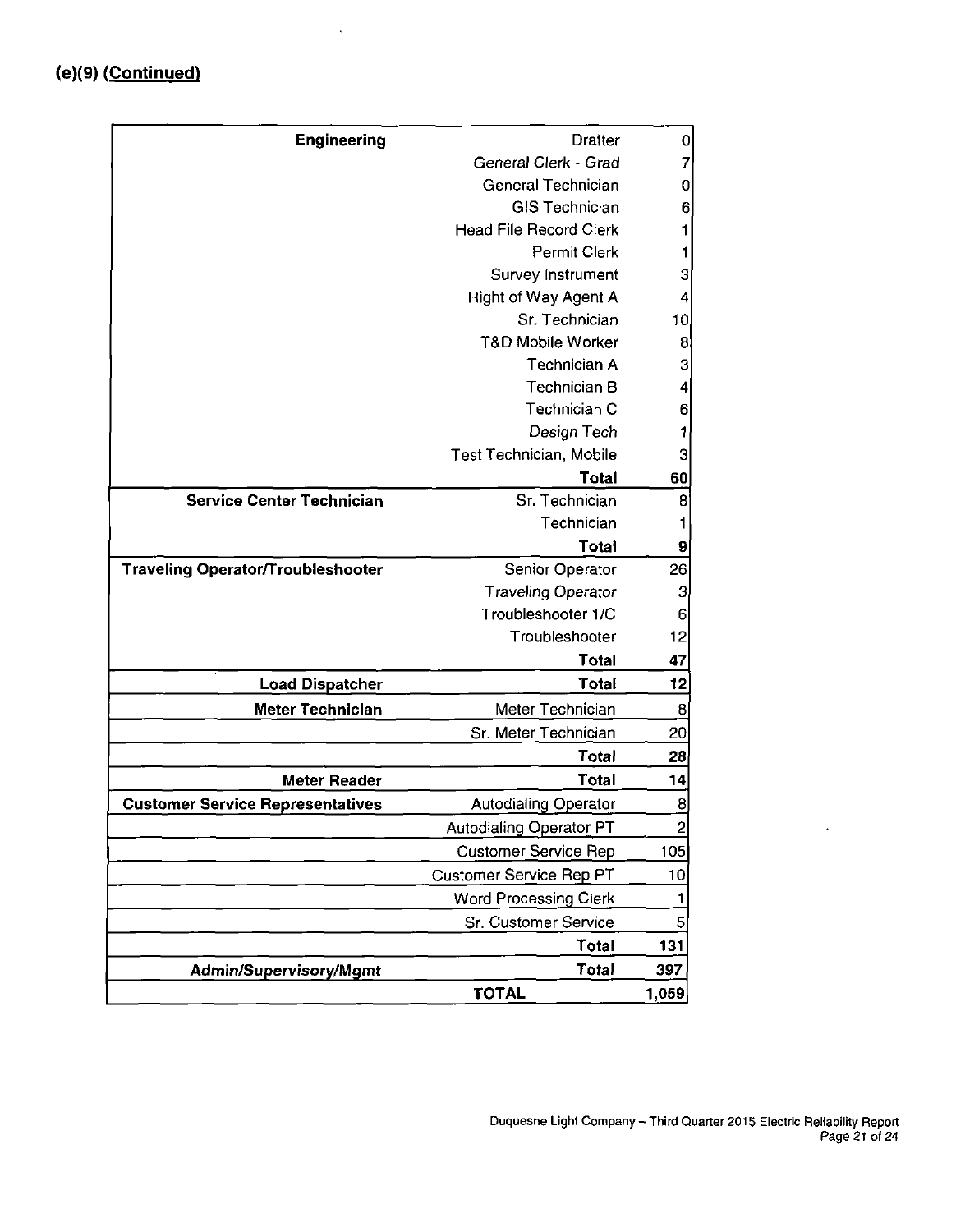**(e)(9) (Continued)**

| Category | Position | Count |
|---|---|---|
| **Engineering** | Drafter | 0 |
| | *General Clerk - Grad* | 7 |
| | General Technician | 0 |
| | GIS Technician | 6 |
| | Head File Record Clerk | 1 |
| | Permit Clerk | 1 |
| | Survey Instrument | 3 |
| | Right of Way Agent A | 4 |
| | Sr. Technician | 10 |
| | T&D Mobile Worker | 8 |
| | Technician A | 3 |
| | Technician B | 4 |
| | Technician C | 6 |
| | *Design Tech* | 1 |
| | Test Technician, Mobile | 3 |
| | **Total** | **60** |
| **Service Center Technician** | Sr. Technician | 8 |
| | Technician | 1 |
| | **Total** | **9** |
| **Traveling Operator/Troubleshooter** | Senior Operator | 26 |
| | *Traveling Operator* | 3 |
| | Troubleshooter 1/C | 6 |
| | Troubleshooter | 12 |
| | **Total** | **47** |
| **Load Dispatcher** | **Total** | **12** |
| **Meter Technician** | Meter Technician | 8 |
| | Sr. Meter Technician | 20 |
| | **Total** | **28** |
| **Meter Reader** | **Total** | **14** |
| **Customer Service Representatives** | Autodialing Operator | 8 |
| | Autodialing Operator PT | 2 |
| | Customer Service Rep | 105 |
| | Customer Service Rep PT | 10 |
| | Word Processing Clerk | 1 |
| | Sr. Customer Service | 5 |
| | **Total** | **131** |
| ***Admin/Supervisory/Mgmt*** | **Total** | **397** |
| | **TOTAL** | **1,059** |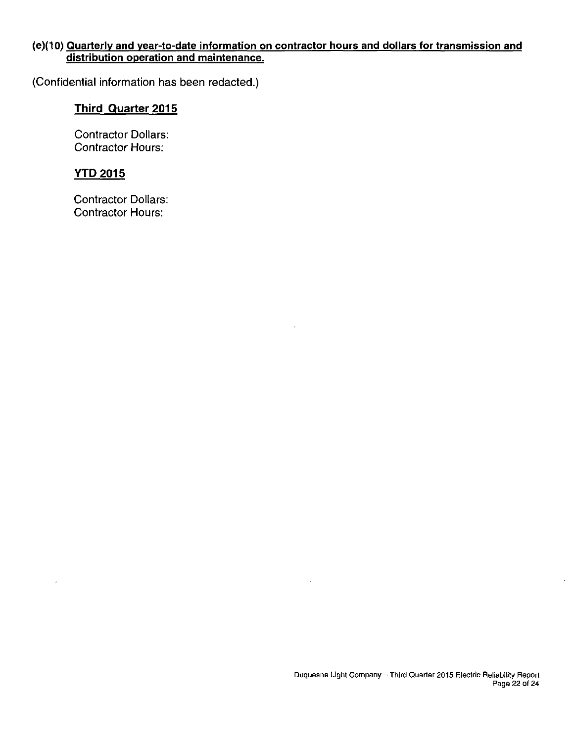**(e)(10) Quarterly and year-to-date information on contractor hours and dollars for transmission and distribution operation and maintenance.**

(Confidential information has been redacted.)

**Third Quarter 2015**

Contractor Dollars:
Contractor Hours:

**YTD 2015**

Contractor Dollars:
Contractor Hours: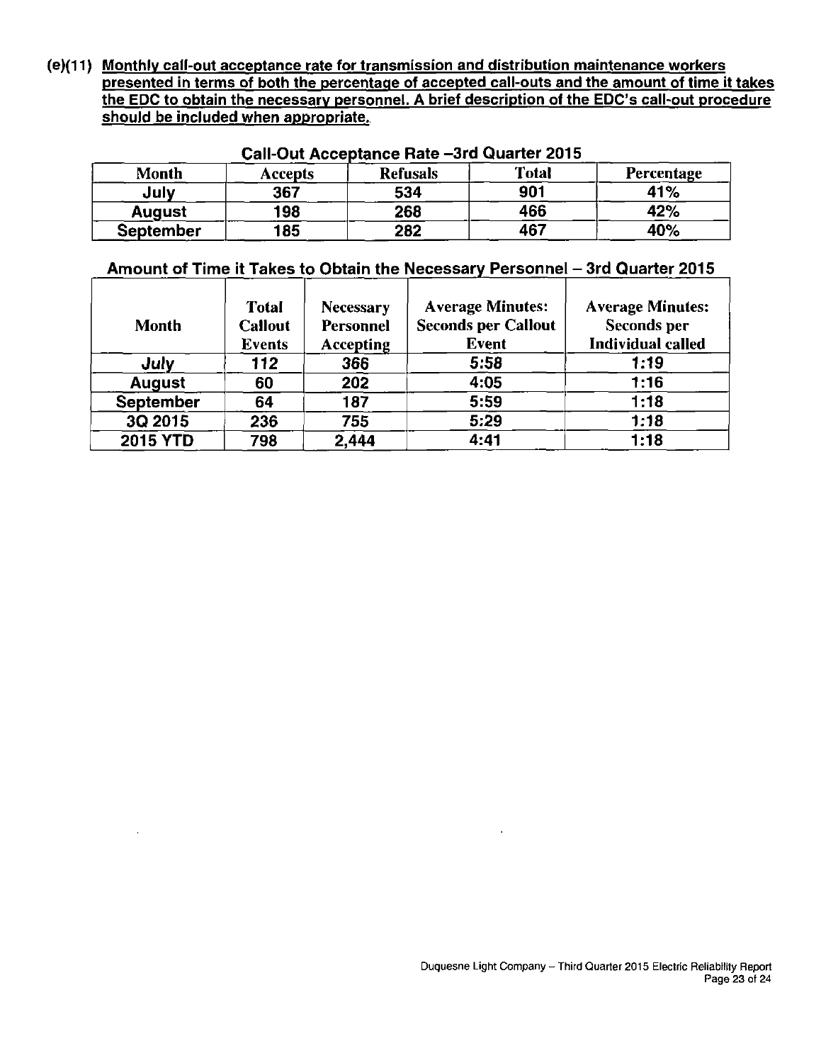**(e)(11) Monthly call-out acceptance rate for transmission and distribution maintenance workers presented in terms of both the percentage of accepted call-outs and the amount of time it takes the EDC to obtain the necessary personnel. A brief description of the EDC's call-out procedure should be included when appropriate.**

**Call-Out Acceptance Rate –3rd Quarter 2015**

| Month | Accepts | Refusals | Total | Percentage |
|---|---|---|---|---|
| July | 367 | 534 | 901 | 41% |
| August | 198 | 268 | 466 | 42% |
| September | 185 | 282 | 467 | 40% |

**Amount of Time it Takes to Obtain the Necessary Personnel – 3rd Quarter 2015**

| Month | Total Callout Events | Necessary Personnel Accepting | Average Minutes: Seconds per Callout Event | Average Minutes: Seconds per Individual called |
|---|---|---|---|---|
| July | 112 | 366 | 5:58 | 1:19 |
| August | 60 | 202 | 4:05 | 1:16 |
| September | 64 | 187 | 5:59 | 1:18 |
| 3Q 2015 | 236 | 755 | 5:29 | 1:18 |
| 2015 YTD | 798 | 2,444 | 4:41 | 1:18 |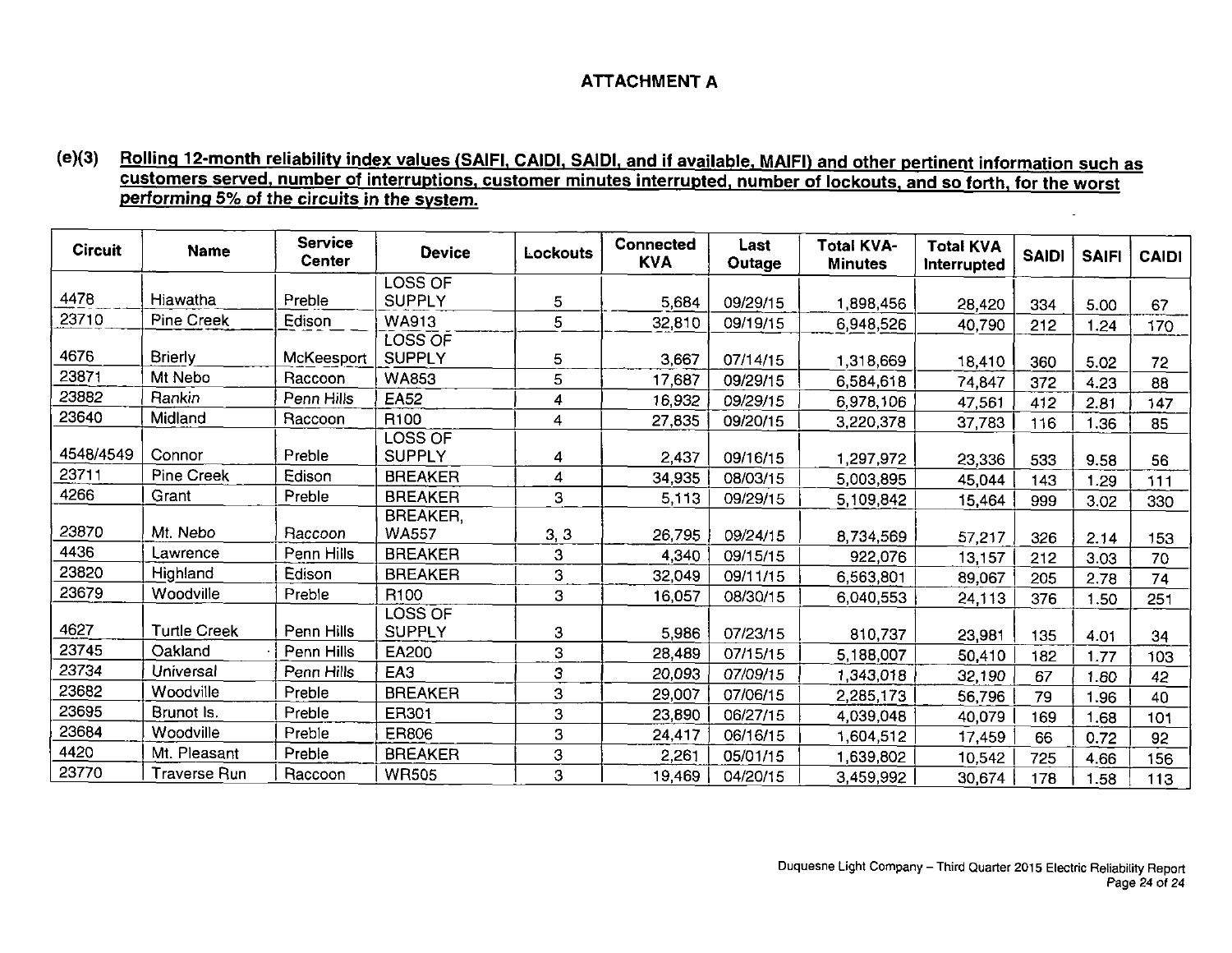## ATTACHMENT A

**(e)(3) Rolling 12-month reliability index values (SAIFI, CAIDI, SAIDI, and if available, MAIFI) and other pertinent information such as customers served, number of interruptions, customer minutes interrupted, number of lockouts, and so forth, for the worst performing 5% of the circuits in the system.**

| Circuit | Name | Service Center | Device | Lockouts | Connected KVA | Last Outage | Total KVA-Minutes | Total KVA Interrupted | SAIDI | SAIFI | CAIDI |
|---|---|---|---|---|---|---|---|---|---|---|---|
| 4478 | Hiawatha | Preble | LOSS OF SUPPLY | 5 | 5,684 | 09/29/15 | 1,898,456 | 28,420 | 334 | 5.00 | 67 |
| 23710 | Pine Creek | Edison | WA913 | 5 | 32,810 | 09/19/15 | 6,948,526 | 40,790 | 212 | 1.24 | 170 |
| 4676 | Brierly | McKeesport | LOSS OF SUPPLY | 5 | 3,667 | 07/14/15 | 1,318,669 | 18,410 | 360 | 5.02 | 72 |
| 23871 | Mt Nebo | Raccoon | WA853 | 5 | 17,687 | 09/29/15 | 6,584,618 | 74,847 | 372 | 4.23 | 88 |
| 23882 | Rankin | Penn Hills | EA52 | 4 | 16,932 | 09/29/15 | 6,978,106 | 47,561 | 412 | 2.81 | 147 |
| 23640 | Midland | Raccoon | R100 | 4 | 27,835 | 09/20/15 | 3,220,378 | 37,783 | 116 | 1.36 | 85 |
| 4548/4549 | Connor | Preble | LOSS OF SUPPLY | 4 | 2,437 | 09/16/15 | 1,297,972 | 23,336 | 533 | 9.58 | 56 |
| 23711 | Pine Creek | Edison | BREAKER | 4 | 34,935 | 08/03/15 | 5,003,895 | 45,044 | 143 | 1.29 | 111 |
| 4266 | Grant | Preble | BREAKER | 3 | 5,113 | 09/29/15 | 5,109,842 | 15,464 | 999 | 3.02 | 330 |
| 23870 | Mt. Nebo | Raccoon | BREAKER, WA557 | 3, 3 | 26,795 | 09/24/15 | 8,734,569 | 57,217 | 326 | 2.14 | 153 |
| 4436 | Lawrence | Penn Hills | BREAKER | 3 | 4,340 | 09/15/15 | 922,076 | 13,157 | 212 | 3.03 | 70 |
| 23820 | Highland | Edison | BREAKER | 3 | 32,049 | 09/11/15 | 6,563,801 | 89,067 | 205 | 2.78 | 74 |
| 23679 | Woodville | Preble | R100 | 3 | 16,057 | 08/30/15 | 6,040,553 | 24,113 | 376 | 1.50 | 251 |
| 4627 | Turtle Creek | Penn Hills | LOSS OF SUPPLY | 3 | 5,986 | 07/23/15 | 810,737 | 23,981 | 135 | 4.01 | 34 |
| 23745 | Oakland | Penn Hills | EA200 | 3 | 28,489 | 07/15/15 | 5,188,007 | 50,410 | 182 | 1.77 | 103 |
| 23734 | Universal | Penn Hills | EA3 | 3 | 20,093 | 07/09/15 | 1,343,018 | 32,190 | 67 | 1.60 | 42 |
| 23682 | Woodville | Preble | BREAKER | 3 | 29,007 | 07/06/15 | 2,285,173 | 56,796 | 79 | 1.96 | 40 |
| 23695 | Brunot Is. | Preble | ER301 | 3 | 23,890 | 06/27/15 | 4,039,048 | 40,079 | 169 | 1.68 | 101 |
| 23684 | Woodville | Preble | ER806 | 3 | 24,417 | 06/16/15 | 1,604,512 | 17,459 | 66 | 0.72 | 92 |
| 4420 | Mt. Pleasant | Preble | BREAKER | 3 | 2,261 | 05/01/15 | 1,639,802 | 10,542 | 725 | 4.66 | 156 |
| 23770 | Traverse Run | Raccoon | WR505 | 3 | 19,469 | 04/20/15 | 3,459,992 | 30,674 | 178 | 1.58 | 113 |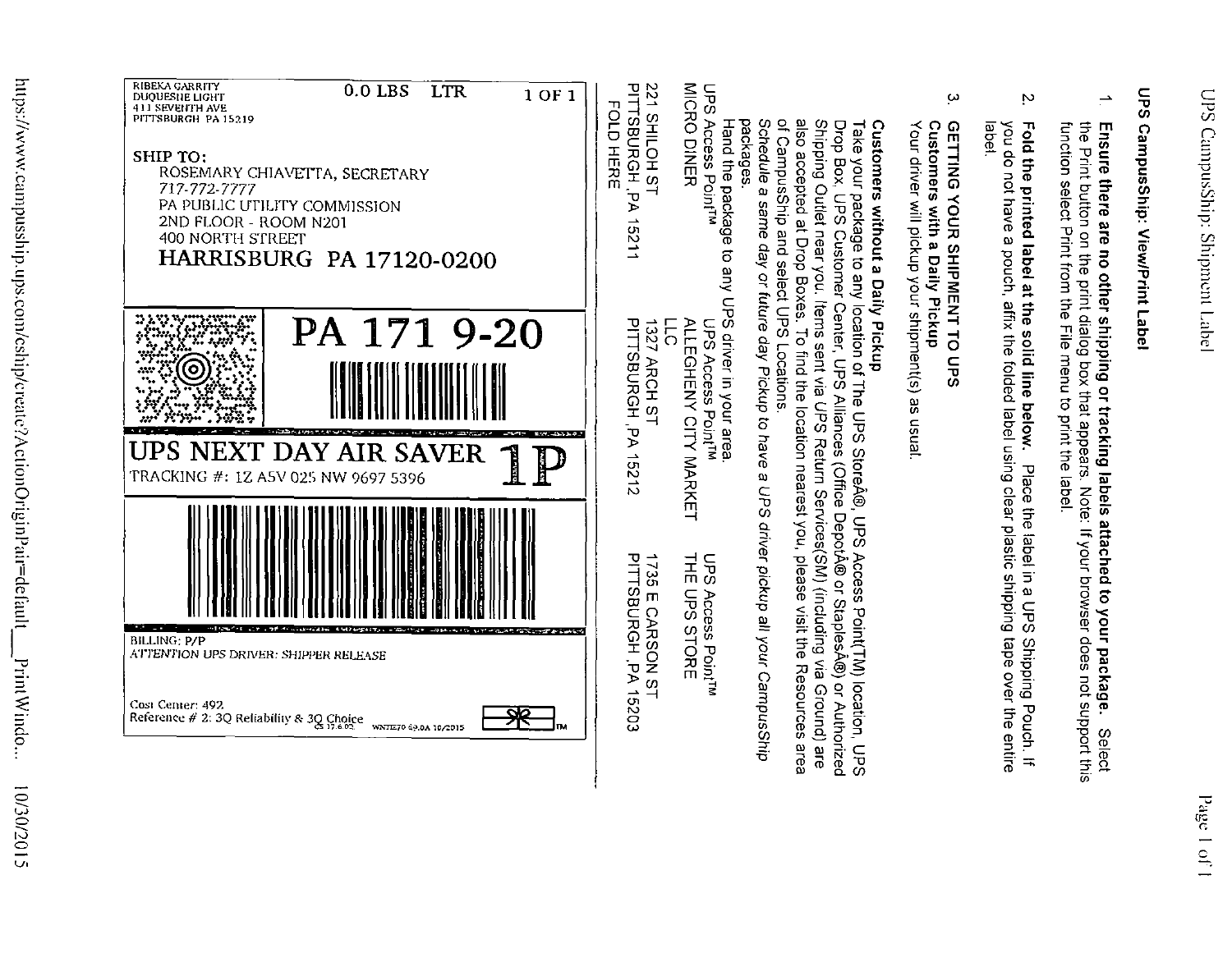## UPS CampusShip: View/Print Label

1. **Ensure there are no other shipping or tracking labels attached to your package.** Select the Print button on the print dialog box that appears. Note: If your browser does not support this function select Print from the File menu to print the label.

2. **Fold the printed label at the solid line below.** Place the label in a UPS Shipping Pouch. If you do not have a pouch, affix the folded label using clear plastic shipping tape over the entire label.

3. **GETTING YOUR SHIPMENT TO UPS**

**Customers with a Daily Pickup**

Your driver will pickup your shipment(s) as usual.

**Customers without a Daily Pickup**

Take your package to any location of The UPS StoreÂ®, UPS Access Point(TM) location, UPS Drop Box, UPS Customer Center, UPS Alliances (Office DepotÂ® or StaplesÂ®) or Authorized Shipping Outlet near you. Items sent via UPS Return Services(SM) (including via Ground) are also accepted at Drop Boxes. To find the location nearest you, please visit the Resources area of CampusShip and select UPS Locations.

*Schedule a same day or future day Pickup to have a UPS driver pickup all your CampusShip packages.*

Hand the package to any UPS driver in your area.

| UPS Access Point™ | UPS Access Point™ | UPS Access Point™ |
|---|---|---|
| MICRO DINER | ALLEGHENY CITY MARKET LLC | THE UPS STORE |
| 221 SHILOH ST | 1327 ARCH ST | 1735 E CARSON ST |
| PITTSBURGH ,PA 15211 | PITTSBURGH ,PA 15212 | PITTSBURGH ,PA 15203 |

FOLD HERE

---

RIBEKA GARRITY
DUQUESNE LIGHT
411 SEVENTH AVE
PITTSBURGH PA 15219

0.0 LBS LTR 1 OF 1

**SHIP TO:**
ROSEMARY CHIAVETTA, SECRETARY
717-772-7777
PA PUBLIC UTILITY COMMISSION
2ND FLOOR - ROOM N201
400 NORTH STREET
**HARRISBURG PA 17120-0200**

**PA 171 9-20**

**UPS NEXT DAY AIR SAVER 1P**

TRACKING #: 1Z A5V 025 NW 9697 5396

BILLING: P/P
ATTENTION UPS DRIVER: SHIPPER RELEASE

Cost Center: 492
Reference # 2: 3Q Reliability & 3Q Choice

CS 17.6.02 WNTIE70 69.0A 10/2015